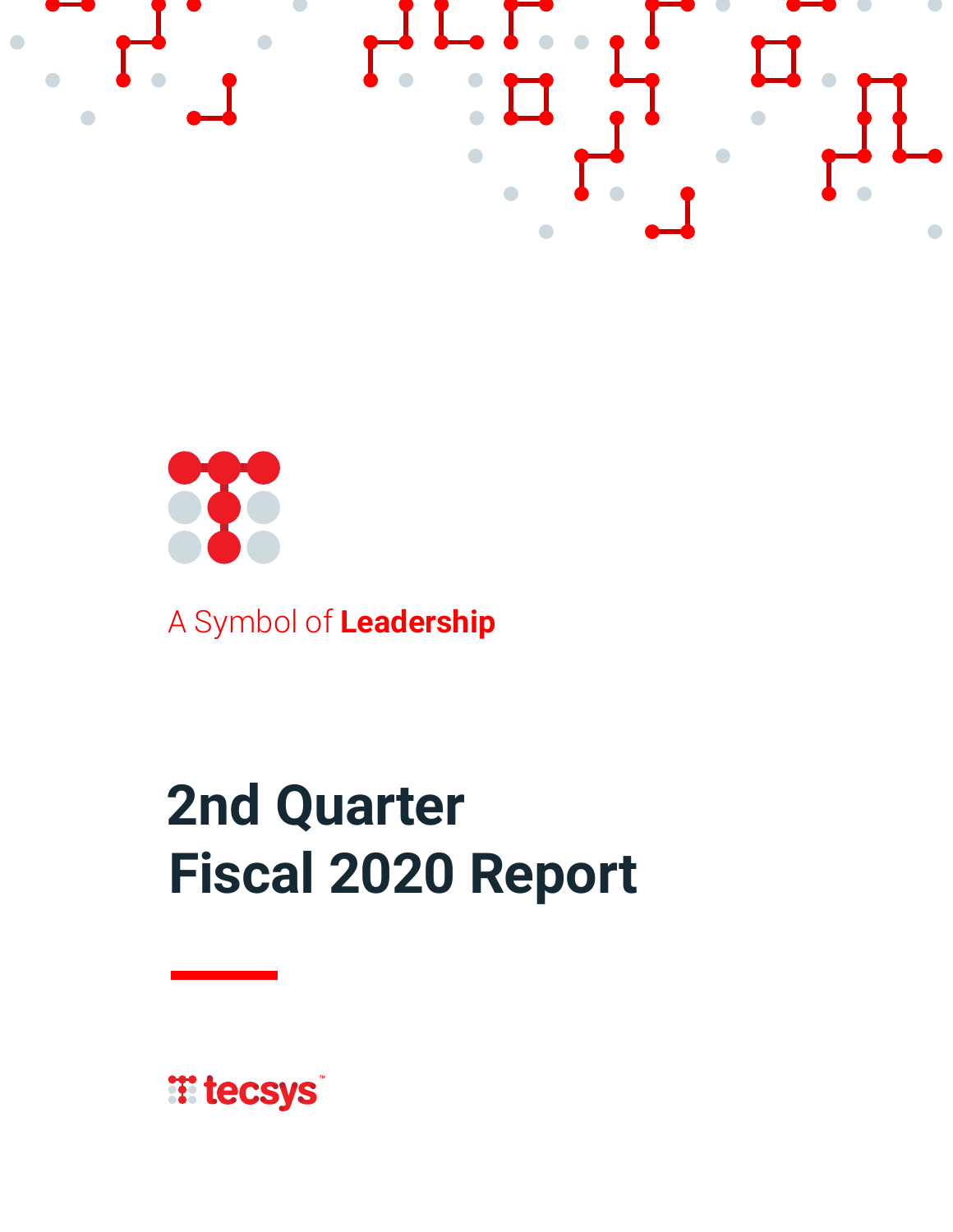A Symbol of **Leadership**

# 2nd Quarter Fiscal 2020 Report

tecsys™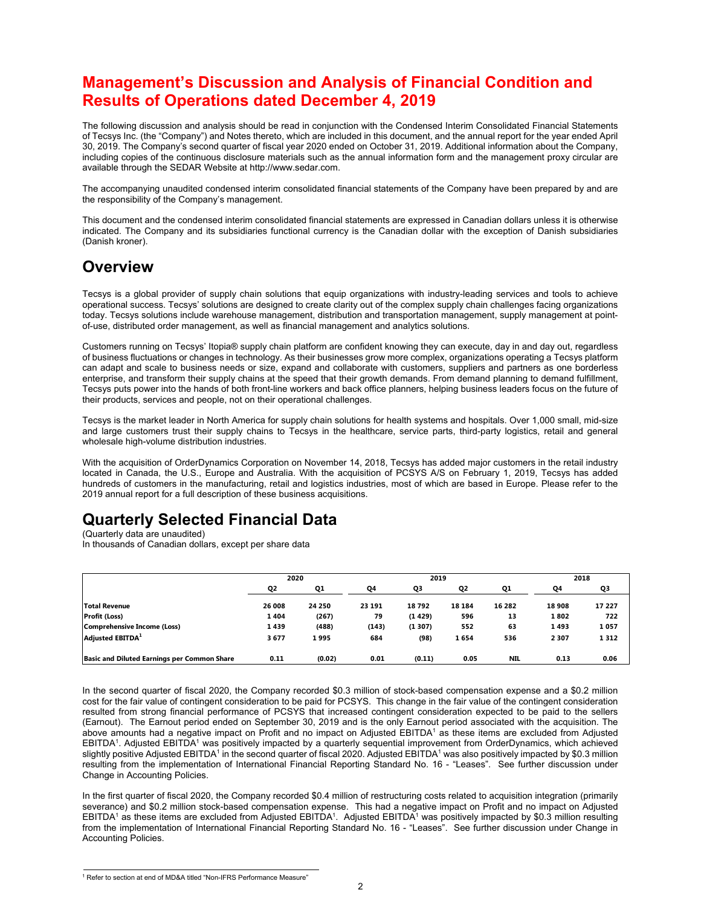# Management's Discussion and Analysis of Financial Condition and Results of Operations dated December 4, 2019

The following discussion and analysis should be read in conjunction with the Condensed Interim Consolidated Financial Statements of Tecsys Inc. (the "Company") and Notes thereto, which are included in this document, and the annual report for the year ended April 30, 2019. The Company's second quarter of fiscal year 2020 ended on October 31, 2019. Additional information about the Company, including copies of the continuous disclosure materials such as the annual information form and the management proxy circular are available through the SEDAR Website at http://www.sedar.com.

The accompanying unaudited condensed interim consolidated financial statements of the Company have been prepared by and are the responsibility of the Company's management.

This document and the condensed interim consolidated financial statements are expressed in Canadian dollars unless it is otherwise indicated. The Company and its subsidiaries functional currency is the Canadian dollar with the exception of Danish subsidiaries (Danish kroner).

## Overview

Tecsys is a global provider of supply chain solutions that equip organizations with industry-leading services and tools to achieve operational success. Tecsys' solutions are designed to create clarity out of the complex supply chain challenges facing organizations today. Tecsys solutions include warehouse management, distribution and transportation management, supply management at point-of-use, distributed order management, as well as financial management and analytics solutions.

Customers running on Tecsys' Itopia® supply chain platform are confident knowing they can execute, day in and day out, regardless of business fluctuations or changes in technology. As their businesses grow more complex, organizations operating a Tecsys platform can adapt and scale to business needs or size, expand and collaborate with customers, suppliers and partners as one borderless enterprise, and transform their supply chains at the speed that their growth demands. From demand planning to demand fulfillment, Tecsys puts power into the hands of both front-line workers and back office planners, helping business leaders focus on the future of their products, services and people, not on their operational challenges.

Tecsys is the market leader in North America for supply chain solutions for health systems and hospitals. Over 1,000 small, mid-size and large customers trust their supply chains to Tecsys in the healthcare, service parts, third-party logistics, retail and general wholesale high-volume distribution industries.

With the acquisition of OrderDynamics Corporation on November 14, 2018, Tecsys has added major customers in the retail industry located in Canada, the U.S., Europe and Australia. With the acquisition of PCSYS A/S on February 1, 2019, Tecsys has added hundreds of customers in the manufacturing, retail and logistics industries, most of which are based in Europe. Please refer to the 2019 annual report for a full description of these business acquisitions.

## Quarterly Selected Financial Data

(Quarterly data are unaudited)
In thousands of Canadian dollars, except per share data

| | 2020 | | 2019 | | | | 2018 | |
|---|---|---|---|---|---|---|---|---|
| | Q2 | Q1 | Q4 | Q3 | Q2 | Q1 | Q4 | Q3 |
| **Total Revenue** | 26 008 | 24 250 | 23 191 | 18 792 | 18 184 | 16 282 | 18 908 | 17 227 |
| **Profit (Loss)** | 1 404 | (267) | 79 | (1 429) | 596 | 13 | 1 802 | 722 |
| **Comprehensive Income (Loss)** | 1 439 | (488) | (143) | (1 307) | 552 | 63 | 1 493 | 1 057 |
| **Adjusted EBITDA[1]** | 3 677 | 1 995 | 684 | (98) | 1 654 | 536 | 2 307 | 1 312 |
| **Basic and Diluted Earnings per Common Share** | 0.11 | (0.02) | 0.01 | (0.11) | 0.05 | NIL | 0.13 | 0.06 |

In the second quarter of fiscal 2020, the Company recorded $0.3 million of stock-based compensation expense and a $0.2 million cost for the fair value of contingent consideration to be paid for PCSYS. This change in the fair value of the contingent consideration resulted from strong financial performance of PCSYS that increased contingent consideration expected to be paid to the sellers (Earnout). The Earnout period ended on September 30, 2019 and is the only Earnout period associated with the acquisition. The above amounts had a negative impact on Profit and no impact on Adjusted EBITDA[1] as these items are excluded from Adjusted EBITDA[1]. Adjusted EBITDA[1] was positively impacted by a quarterly sequential improvement from OrderDynamics, which achieved slightly positive Adjusted EBITDA[1] in the second quarter of fiscal 2020. Adjusted EBITDA[1] was also positively impacted by $0.3 million resulting from the implementation of International Financial Reporting Standard No. 16 - "Leases". See further discussion under Change in Accounting Policies.

In the first quarter of fiscal 2020, the Company recorded $0.4 million of restructuring costs related to acquisition integration (primarily severance) and $0.2 million stock-based compensation expense. This had a negative impact on Profit and no impact on Adjusted EBITDA[1] as these items are excluded from Adjusted EBITDA[1]. Adjusted EBITDA[1] was positively impacted by $0.3 million resulting from the implementation of International Financial Reporting Standard No. 16 - "Leases". See further discussion under Change in Accounting Policies.

[1] Refer to section at end of MD&A titled "Non-IFRS Performance Measure"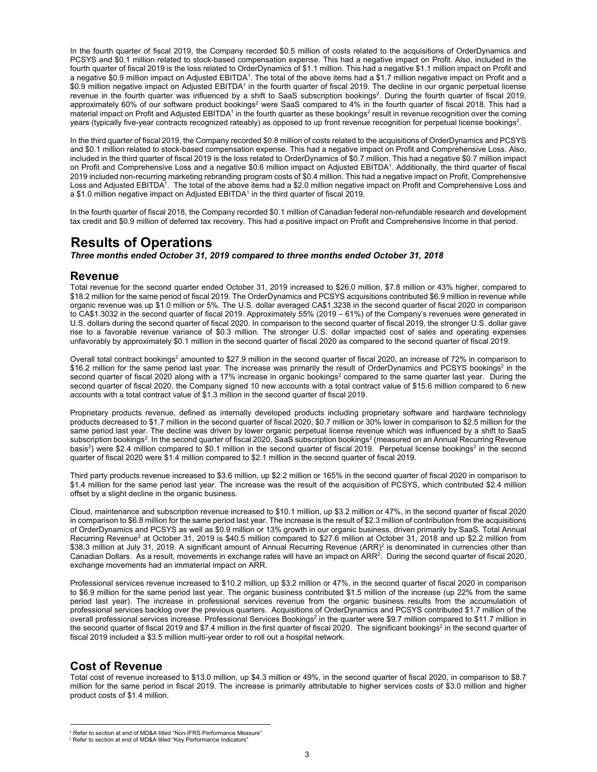In the fourth quarter of fiscal 2019, the Company recorded $0.5 million of costs related to the acquisitions of OrderDynamics and PCSYS and $0.1 million related to stock-based compensation expense. This had a negative impact on Profit. Also, included in the fourth quarter of fiscal 2019 is the loss related to OrderDynamics of $1.1 million. This had a negative $1.1 million impact on Profit and a negative $0.9 million impact on Adjusted EBITDA[1]. The total of the above items had a $1.7 million negative impact on Profit and a $0.9 million negative impact on Adjusted EBITDA[1] in the fourth quarter of fiscal 2019. The decline in our organic perpetual license revenue in the fourth quarter was influenced by a shift to SaaS subscription bookings[2]. During the fourth quarter of fiscal 2019, approximately 60% of our software product bookings[2] were SaaS compared to 4% in the fourth quarter of fiscal 2018. This had a material impact on Profit and Adjusted EBITDA[1] in the fourth quarter as these bookings[2] result in revenue recognition over the coming years (typically five-year contracts recognized rateably) as opposed to up front revenue recognition for perpetual license bookings[2].

In the third quarter of fiscal 2019, the Company recorded $0.8 million of costs related to the acquisitions of OrderDynamics and PCSYS and $0.1 million related to stock-based compensation expense. This had a negative impact on Profit and Comprehensive Loss. Also, included in the third quarter of fiscal 2019 is the loss related to OrderDynamics of $0.7 million. This had a negative $0.7 million impact on Profit and Comprehensive Loss and a negative $0.6 million impact on Adjusted EBITDA[1]. Additionally, the third quarter of fiscal 2019 included non-recurring marketing rebranding program costs of $0.4 million. This had a negative impact on Profit, Comprehensive Loss and Adjusted EBITDA[1]. The total of the above items had a $2.0 million negative impact on Profit and Comprehensive Loss and a $1.0 million negative impact on Adjusted EBITDA[1] in the third quarter of fiscal 2019.

In the fourth quarter of fiscal 2018, the Company recorded $0.1 million of Canadian federal non-refundable research and development tax credit and $0.9 million of deferred tax recovery. This had a positive impact on Profit and Comprehensive Income in that period.

# Results of Operations

***Three months ended October 31, 2019 compared to three months ended October 31, 2018***

## Revenue

Total revenue for the second quarter ended October 31, 2019 increased to $26.0 million, $7.8 million or 43% higher, compared to $18.2 million for the same period of fiscal 2019. The OrderDynamics and PCSYS acquisitions contributed $6.9 million in revenue while organic revenue was up $1.0 million or 5%. The U.S. dollar averaged CA$1.3238 in the second quarter of fiscal 2020 in comparison to CA$1.3032 in the second quarter of fiscal 2019. Approximately 55% (2019 – 61%) of the Company's revenues were generated in U.S. dollars during the second quarter of fiscal 2020. In comparison to the second quarter of fiscal 2019, the stronger U.S. dollar gave rise to a favorable revenue variance of $0.3 million. The stronger U.S. dollar impacted cost of sales and operating expenses unfavorably by approximately $0.1 million in the second quarter of fiscal 2020 as compared to the second quarter of fiscal 2019.

Overall total contract bookings[2] amounted to $27.9 million in the second quarter of fiscal 2020, an increase of 72% in comparison to $16.2 million for the same period last year. The increase was primarily the result of OrderDynamics and PCSYS bookings[2] in the second quarter of fiscal 2020 along with a 17% increase in organic bookings[2] compared to the same quarter last year. During the second quarter of fiscal 2020, the Company signed 10 new accounts with a total contract value of $15.6 million compared to 6 new accounts with a total contract value of $1.3 million in the second quarter of fiscal 2019.

Proprietary products revenue, defined as internally developed products including proprietary software and hardware technology products decreased to $1.7 million in the second quarter of fiscal 2020, $0.7 million or 30% lower in comparison to $2.5 million for the same period last year. The decline was driven by lower organic perpetual license revenue which was influenced by a shift to SaaS subscription bookings[2]. In the second quarter of fiscal 2020, SaaS subscription bookings[2] (measured on an Annual Recurring Revenue basis[2]) were $2.4 million compared to $0.1 million in the second quarter of fiscal 2019. Perpetual license bookings[2] in the second quarter of fiscal 2020 were $1.4 million compared to $2.1 million in the second quarter of fiscal 2019.

Third party products revenue increased to $3.6 million, up $2.2 million or 165% in the second quarter of fiscal 2020 in comparison to $1.4 million for the same period last year. The increase was the result of the acquisition of PCSYS, which contributed $2.4 million offset by a slight decline in the organic business.

Cloud, maintenance and subscription revenue increased to $10.1 million, up $3.2 million or 47%, in the second quarter of fiscal 2020 in comparison to $6.8 million for the same period last year. The increase is the result of $2.3 million of contribution from the acquisitions of OrderDynamics and PCSYS as well as $0.9 million or 13% growth in our organic business, driven primarily by SaaS. Total Annual Recurring Revenue[2] at October 31, 2019 is $40.5 million compared to $27.6 million at October 31, 2018 and up $2.2 million from $38.3 million at July 31, 2019. A significant amount of Annual Recurring Revenue (ARR)[2] is denominated in currencies other than Canadian Dollars. As a result, movements in exchange rates will have an impact on ARR[2]. During the second quarter of fiscal 2020, exchange movements had an immaterial impact on ARR.

Professional services revenue increased to $10.2 million, up $3.2 million or 47%, in the second quarter of fiscal 2020 in comparison to $6.9 million for the same period last year. The organic business contributed $1.5 million of the increase (up 22% from the same period last year). The increase in professional services revenue from the organic business results from the accumulation of professional services backlog over the previous quarters. Acquisitions of OrderDynamics and PCSYS contributed $1.7 million of the overall professional services increase. Professional Services Bookings[2] in the quarter were $9.7 million compared to $11.7 million in the second quarter of fiscal 2019 and $7.4 million in the first quarter of fiscal 2020. The significant bookings[2] in the second quarter of fiscal 2019 included a $3.5 million multi-year order to roll out a hospital network.

## Cost of Revenue

Total cost of revenue increased to $13.0 million, up $4.3 million or 49%, in the second quarter of fiscal 2020, in comparison to $8.7 million for the same period in fiscal 2019. The increase is primarily attributable to higher services costs of $3.0 million and higher product costs of $1.4 million.

[1] Refer to section at end of MD&A titled "Non-IFRS Performance Measure"
[2] Refer to section at end of MD&A titled "Key Performance Indicators"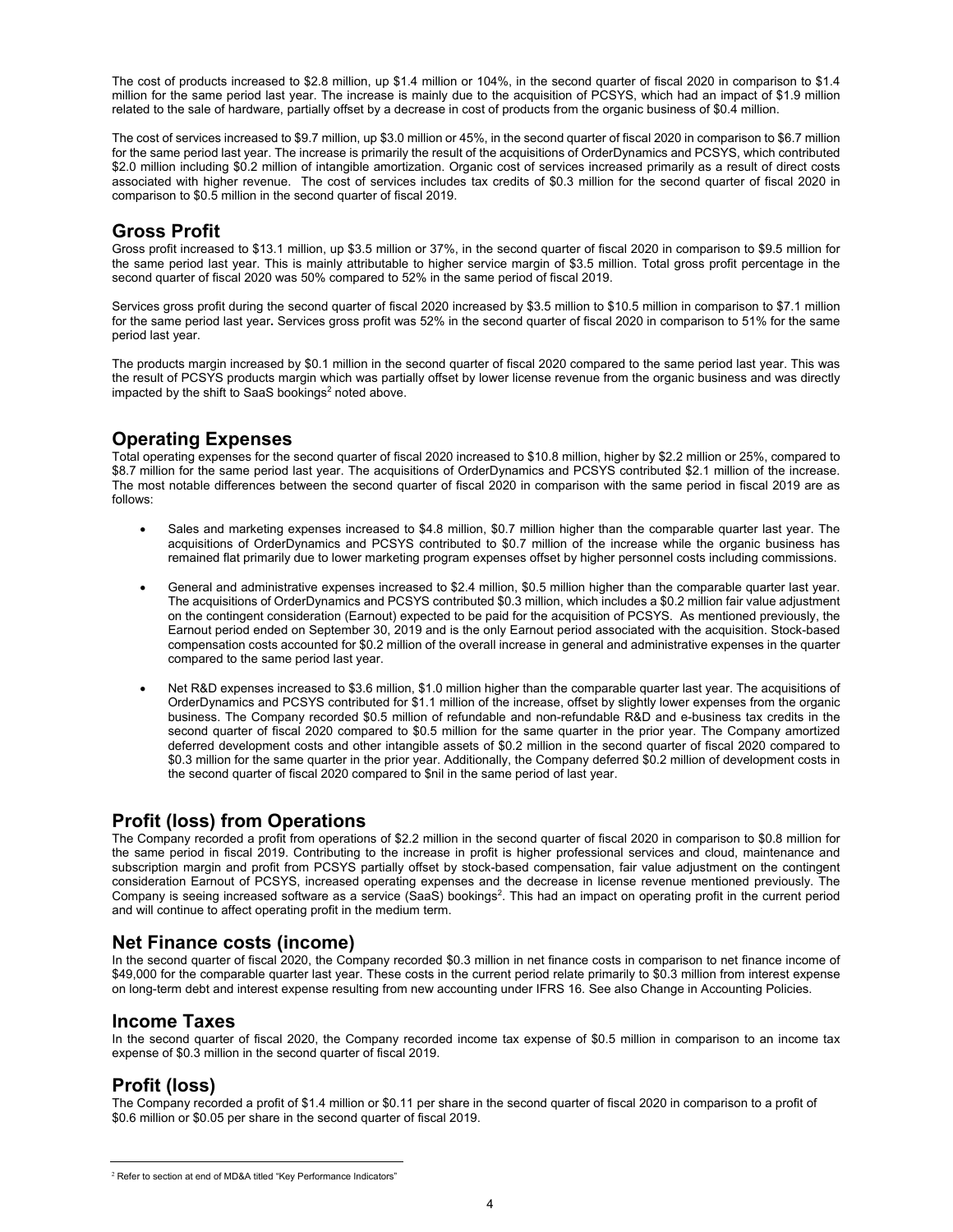The cost of products increased to $2.8 million, up $1.4 million or 104%, in the second quarter of fiscal 2020 in comparison to $1.4 million for the same period last year. The increase is mainly due to the acquisition of PCSYS, which had an impact of $1.9 million related to the sale of hardware, partially offset by a decrease in cost of products from the organic business of $0.4 million.

The cost of services increased to $9.7 million, up $3.0 million or 45%, in the second quarter of fiscal 2020 in comparison to $6.7 million for the same period last year. The increase is primarily the result of the acquisitions of OrderDynamics and PCSYS, which contributed $2.0 million including $0.2 million of intangible amortization. Organic cost of services increased primarily as a result of direct costs associated with higher revenue. The cost of services includes tax credits of $0.3 million for the second quarter of fiscal 2020 in comparison to $0.5 million in the second quarter of fiscal 2019.

## Gross Profit

Gross profit increased to $13.1 million, up $3.5 million or 37%, in the second quarter of fiscal 2020 in comparison to $9.5 million for the same period last year. This is mainly attributable to higher service margin of $3.5 million. Total gross profit percentage in the second quarter of fiscal 2020 was 50% compared to 52% in the same period of fiscal 2019.

Services gross profit during the second quarter of fiscal 2020 increased by $3.5 million to $10.5 million in comparison to $7.1 million for the same period last year**.** Services gross profit was 52% in the second quarter of fiscal 2020 in comparison to 51% for the same period last year.

The products margin increased by $0.1 million in the second quarter of fiscal 2020 compared to the same period last year. This was the result of PCSYS products margin which was partially offset by lower license revenue from the organic business and was directly impacted by the shift to SaaS bookings[2] noted above.

## Operating Expenses

Total operating expenses for the second quarter of fiscal 2020 increased to $10.8 million, higher by $2.2 million or 25%, compared to $8.7 million for the same period last year. The acquisitions of OrderDynamics and PCSYS contributed $2.1 million of the increase. The most notable differences between the second quarter of fiscal 2020 in comparison with the same period in fiscal 2019 are as follows:

- Sales and marketing expenses increased to $4.8 million, $0.7 million higher than the comparable quarter last year. The acquisitions of OrderDynamics and PCSYS contributed to $0.7 million of the increase while the organic business has remained flat primarily due to lower marketing program expenses offset by higher personnel costs including commissions.
- General and administrative expenses increased to $2.4 million, $0.5 million higher than the comparable quarter last year. The acquisitions of OrderDynamics and PCSYS contributed $0.3 million, which includes a $0.2 million fair value adjustment on the contingent consideration (Earnout) expected to be paid for the acquisition of PCSYS. As mentioned previously, the Earnout period ended on September 30, 2019 and is the only Earnout period associated with the acquisition. Stock-based compensation costs accounted for $0.2 million of the overall increase in general and administrative expenses in the quarter compared to the same period last year.
- Net R&D expenses increased to $3.6 million, $1.0 million higher than the comparable quarter last year. The acquisitions of OrderDynamics and PCSYS contributed for $1.1 million of the increase, offset by slightly lower expenses from the organic business. The Company recorded $0.5 million of refundable and non-refundable R&D and e-business tax credits in the second quarter of fiscal 2020 compared to $0.5 million for the same quarter in the prior year. The Company amortized deferred development costs and other intangible assets of $0.2 million in the second quarter of fiscal 2020 compared to $0.3 million for the same quarter in the prior year. Additionally, the Company deferred $0.2 million of development costs in the second quarter of fiscal 2020 compared to $nil in the same period of last year.

## Profit (loss) from Operations

The Company recorded a profit from operations of $2.2 million in the second quarter of fiscal 2020 in comparison to $0.8 million for the same period in fiscal 2019. Contributing to the increase in profit is higher professional services and cloud, maintenance and subscription margin and profit from PCSYS partially offset by stock-based compensation, fair value adjustment on the contingent consideration Earnout of PCSYS, increased operating expenses and the decrease in license revenue mentioned previously. The Company is seeing increased software as a service (SaaS) bookings[2]. This had an impact on operating profit in the current period and will continue to affect operating profit in the medium term.

## Net Finance costs (income)

In the second quarter of fiscal 2020, the Company recorded $0.3 million in net finance costs in comparison to net finance income of $49,000 for the comparable quarter last year. These costs in the current period relate primarily to $0.3 million from interest expense on long-term debt and interest expense resulting from new accounting under IFRS 16. See also Change in Accounting Policies.

## Income Taxes

In the second quarter of fiscal 2020, the Company recorded income tax expense of $0.5 million in comparison to an income tax expense of $0.3 million in the second quarter of fiscal 2019.

## Profit (loss)

The Company recorded a profit of $1.4 million or $0.11 per share in the second quarter of fiscal 2020 in comparison to a profit of $0.6 million or $0.05 per share in the second quarter of fiscal 2019.

---

[2] Refer to section at end of MD&A titled "Key Performance Indicators"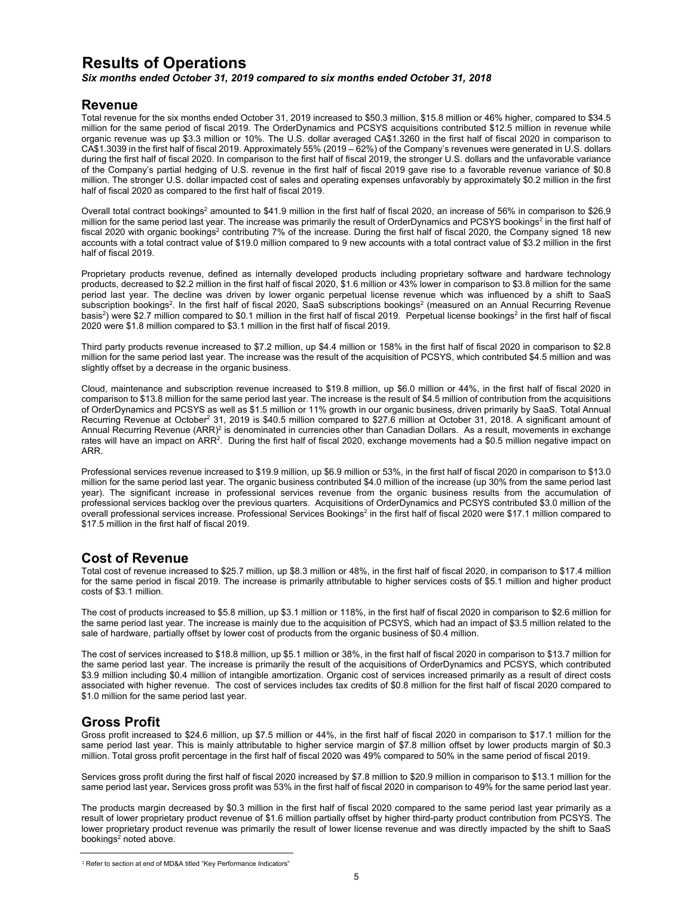# Results of Operations

***Six months ended October 31, 2019 compared to six months ended October 31, 2018***

## Revenue

Total revenue for the six months ended October 31, 2019 increased to $50.3 million, $15.8 million or 46% higher, compared to $34.5 million for the same period of fiscal 2019. The OrderDynamics and PCSYS acquisitions contributed $12.5 million in revenue while organic revenue was up $3.3 million or 10%. The U.S. dollar averaged CA$1.3260 in the first half of fiscal 2020 in comparison to CA$1.3039 in the first half of fiscal 2019. Approximately 55% (2019 – 62%) of the Company's revenues were generated in U.S. dollars during the first half of fiscal 2020. In comparison to the first half of fiscal 2019, the stronger U.S. dollars and the unfavorable variance of the Company's partial hedging of U.S. revenue in the first half of fiscal 2019 gave rise to a favorable revenue variance of $0.8 million. The stronger U.S. dollar impacted cost of sales and operating expenses unfavorably by approximately $0.2 million in the first half of fiscal 2020 as compared to the first half of fiscal 2019.

Overall total contract bookings[2] amounted to $41.9 million in the first half of fiscal 2020, an increase of 56% in comparison to $26.9 million for the same period last year. The increase was primarily the result of OrderDynamics and PCSYS bookings[2] in the first half of fiscal 2020 with organic bookings[2] contributing 7% of the increase. During the first half of fiscal 2020, the Company signed 18 new accounts with a total contract value of $19.0 million compared to 9 new accounts with a total contract value of $3.2 million in the first half of fiscal 2019.

Proprietary products revenue, defined as internally developed products including proprietary software and hardware technology products, decreased to $2.2 million in the first half of fiscal 2020, $1.6 million or 43% lower in comparison to $3.8 million for the same period last year. The decline was driven by lower organic perpetual license revenue which was influenced by a shift to SaaS subscription bookings[2]. In the first half of fiscal 2020, SaaS subscriptions bookings[2] (measured on an Annual Recurring Revenue basis[2]) were $2.7 million compared to $0.1 million in the first half of fiscal 2019. Perpetual license bookings[2] in the first half of fiscal 2020 were $1.8 million compared to $3.1 million in the first half of fiscal 2019.

Third party products revenue increased to $7.2 million, up $4.4 million or 158% in the first half of fiscal 2020 in comparison to $2.8 million for the same period last year. The increase was the result of the acquisition of PCSYS, which contributed $4.5 million and was slightly offset by a decrease in the organic business.

Cloud, maintenance and subscription revenue increased to $19.8 million, up $6.0 million or 44%, in the first half of fiscal 2020 in comparison to $13.8 million for the same period last year. The increase is the result of $4.5 million of contribution from the acquisitions of OrderDynamics and PCSYS as well as $1.5 million or 11% growth in our organic business, driven primarily by SaaS. Total Annual Recurring Revenue at October[2] 31, 2019 is $40.5 million compared to $27.6 million at October 31, 2018. A significant amount of Annual Recurring Revenue (ARR)[2] is denominated in currencies other than Canadian Dollars. As a result, movements in exchange rates will have an impact on ARR[2]. During the first half of fiscal 2020, exchange movements had a $0.5 million negative impact on ARR.

Professional services revenue increased to $19.9 million, up $6.9 million or 53%, in the first half of fiscal 2020 in comparison to $13.0 million for the same period last year. The organic business contributed $4.0 million of the increase (up 30% from the same period last year). The significant increase in professional services revenue from the organic business results from the accumulation of professional services backlog over the previous quarters. Acquisitions of OrderDynamics and PCSYS contributed $3.0 million of the overall professional services increase. Professional Services Bookings[2] in the first half of fiscal 2020 were $17.1 million compared to $17.5 million in the first half of fiscal 2019.

## Cost of Revenue

Total cost of revenue increased to $25.7 million, up $8.3 million or 48%, in the first half of fiscal 2020, in comparison to $17.4 million for the same period in fiscal 2019. The increase is primarily attributable to higher services costs of $5.1 million and higher product costs of $3.1 million.

The cost of products increased to $5.8 million, up $3.1 million or 118%, in the first half of fiscal 2020 in comparison to $2.6 million for the same period last year. The increase is mainly due to the acquisition of PCSYS, which had an impact of $3.5 million related to the sale of hardware, partially offset by lower cost of products from the organic business of $0.4 million.

The cost of services increased to $18.8 million, up $5.1 million or 38%, in the first half of fiscal 2020 in comparison to $13.7 million for the same period last year. The increase is primarily the result of the acquisitions of OrderDynamics and PCSYS, which contributed $3.9 million including $0.4 million of intangible amortization. Organic cost of services increased primarily as a result of direct costs associated with higher revenue. The cost of services includes tax credits of $0.8 million for the first half of fiscal 2020 compared to $1.0 million for the same period last year.

## Gross Profit

Gross profit increased to $24.6 million, up $7.5 million or 44%, in the first half of fiscal 2020 in comparison to $17.1 million for the same period last year. This is mainly attributable to higher service margin of $7.8 million offset by lower products margin of $0.3 million. Total gross profit percentage in the first half of fiscal 2020 was 49% compared to 50% in the same period of fiscal 2019.

Services gross profit during the first half of fiscal 2020 increased by $7.8 million to $20.9 million in comparison to $13.1 million for the same period last year**.** Services gross profit was 53% in the first half of fiscal 2020 in comparison to 49% for the same period last year.

The products margin decreased by $0.3 million in the first half of fiscal 2020 compared to the same period last year primarily as a result of lower proprietary product revenue of $1.6 million partially offset by higher third-party product contribution from PCSYS. The lower proprietary product revenue was primarily the result of lower license revenue and was directly impacted by the shift to SaaS bookings[2] noted above.

---

[2] Refer to section at end of MD&A titled "Key Performance Indicators"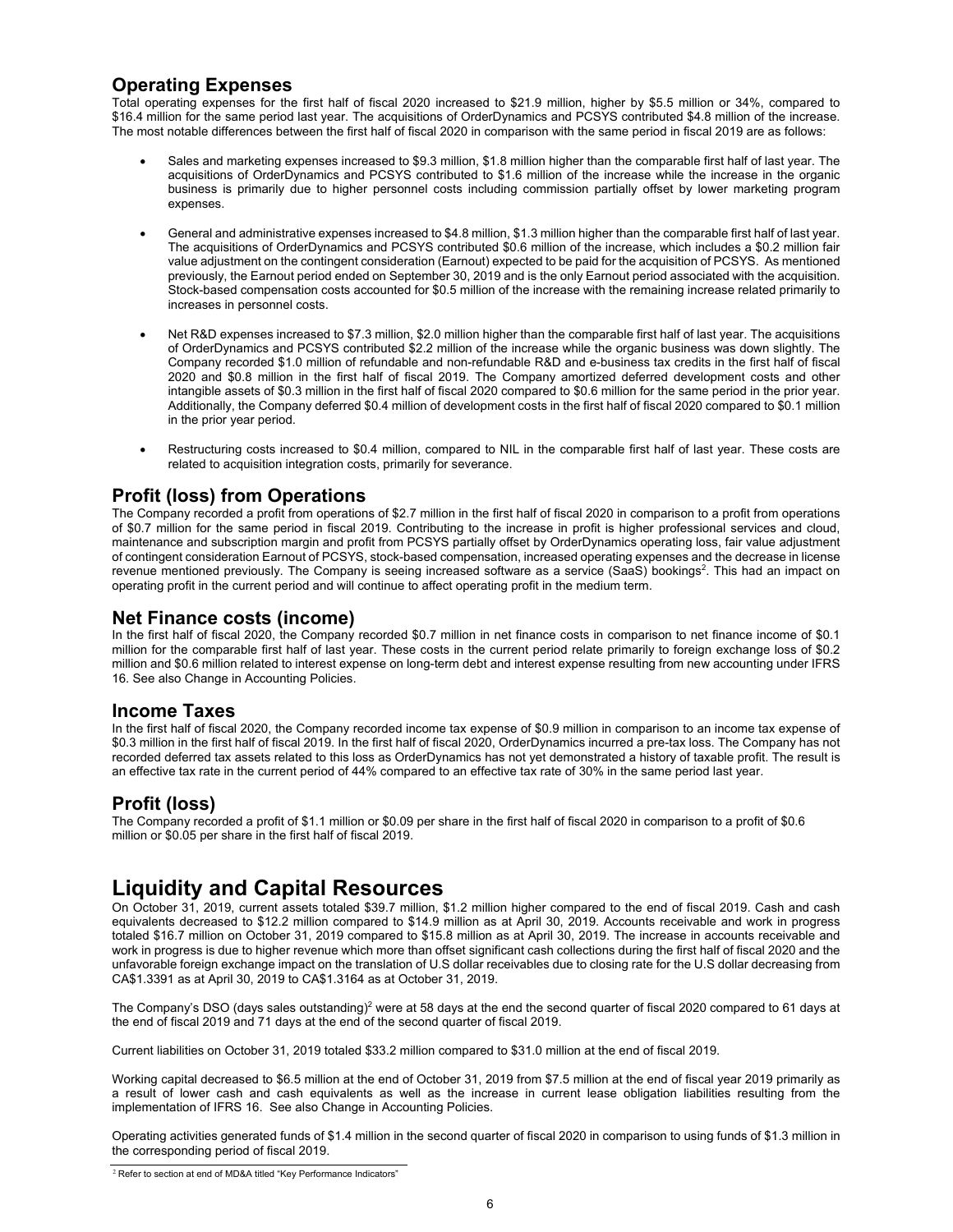## Operating Expenses

Total operating expenses for the first half of fiscal 2020 increased to $21.9 million, higher by $5.5 million or 34%, compared to $16.4 million for the same period last year. The acquisitions of OrderDynamics and PCSYS contributed $4.8 million of the increase. The most notable differences between the first half of fiscal 2020 in comparison with the same period in fiscal 2019 are as follows:

- Sales and marketing expenses increased to $9.3 million, $1.8 million higher than the comparable first half of last year. The acquisitions of OrderDynamics and PCSYS contributed to $1.6 million of the increase while the increase in the organic business is primarily due to higher personnel costs including commission partially offset by lower marketing program expenses.
- General and administrative expenses increased to $4.8 million, $1.3 million higher than the comparable first half of last year. The acquisitions of OrderDynamics and PCSYS contributed $0.6 million of the increase, which includes a $0.2 million fair value adjustment on the contingent consideration (Earnout) expected to be paid for the acquisition of PCSYS. As mentioned previously, the Earnout period ended on September 30, 2019 and is the only Earnout period associated with the acquisition. Stock-based compensation costs accounted for $0.5 million of the increase with the remaining increase related primarily to increases in personnel costs.
- Net R&D expenses increased to $7.3 million, $2.0 million higher than the comparable first half of last year. The acquisitions of OrderDynamics and PCSYS contributed $2.2 million of the increase while the organic business was down slightly. The Company recorded $1.0 million of refundable and non-refundable R&D and e-business tax credits in the first half of fiscal 2020 and $0.8 million in the first half of fiscal 2019. The Company amortized deferred development costs and other intangible assets of $0.3 million in the first half of fiscal 2020 compared to $0.6 million for the same period in the prior year. Additionally, the Company deferred $0.4 million of development costs in the first half of fiscal 2020 compared to $0.1 million in the prior year period.
- Restructuring costs increased to $0.4 million, compared to NIL in the comparable first half of last year. These costs are related to acquisition integration costs, primarily for severance.

## Profit (loss) from Operations

The Company recorded a profit from operations of $2.7 million in the first half of fiscal 2020 in comparison to a profit from operations of $0.7 million for the same period in fiscal 2019. Contributing to the increase in profit is higher professional services and cloud, maintenance and subscription margin and profit from PCSYS partially offset by OrderDynamics operating loss, fair value adjustment of contingent consideration Earnout of PCSYS, stock-based compensation, increased operating expenses and the decrease in license revenue mentioned previously. The Company is seeing increased software as a service (SaaS) bookings[2]. This had an impact on operating profit in the current period and will continue to affect operating profit in the medium term.

## Net Finance costs (income)

In the first half of fiscal 2020, the Company recorded $0.7 million in net finance costs in comparison to net finance income of $0.1 million for the comparable first half of last year. These costs in the current period relate primarily to foreign exchange loss of $0.2 million and $0.6 million related to interest expense on long-term debt and interest expense resulting from new accounting under IFRS 16. See also Change in Accounting Policies.

## Income Taxes

In the first half of fiscal 2020, the Company recorded income tax expense of $0.9 million in comparison to an income tax expense of $0.3 million in the first half of fiscal 2019. In the first half of fiscal 2020, OrderDynamics incurred a pre-tax loss. The Company has not recorded deferred tax assets related to this loss as OrderDynamics has not yet demonstrated a history of taxable profit. The result is an effective tax rate in the current period of 44% compared to an effective tax rate of 30% in the same period last year.

## Profit (loss)

The Company recorded a profit of $1.1 million or $0.09 per share in the first half of fiscal 2020 in comparison to a profit of $0.6 million or $0.05 per share in the first half of fiscal 2019.

# Liquidity and Capital Resources

On October 31, 2019, current assets totaled $39.7 million, $1.2 million higher compared to the end of fiscal 2019. Cash and cash equivalents decreased to $12.2 million compared to $14.9 million as at April 30, 2019. Accounts receivable and work in progress totaled $16.7 million on October 31, 2019 compared to $15.8 million as at April 30, 2019. The increase in accounts receivable and work in progress is due to higher revenue which more than offset significant cash collections during the first half of fiscal 2020 and the unfavorable foreign exchange impact on the translation of U.S dollar receivables due to closing rate for the U.S dollar decreasing from CA$1.3391 as at April 30, 2019 to CA$1.3164 as at October 31, 2019.

The Company's DSO (days sales outstanding)[2] were at 58 days at the end the second quarter of fiscal 2020 compared to 61 days at the end of fiscal 2019 and 71 days at the end of the second quarter of fiscal 2019.

Current liabilities on October 31, 2019 totaled $33.2 million compared to $31.0 million at the end of fiscal 2019.

Working capital decreased to $6.5 million at the end of October 31, 2019 from $7.5 million at the end of fiscal year 2019 primarily as a result of lower cash and cash equivalents as well as the increase in current lease obligation liabilities resulting from the implementation of IFRS 16. See also Change in Accounting Policies.

Operating activities generated funds of $1.4 million in the second quarter of fiscal 2020 in comparison to using funds of $1.3 million in the corresponding period of fiscal 2019.

---

[2] Refer to section at end of MD&A titled "Key Performance Indicators"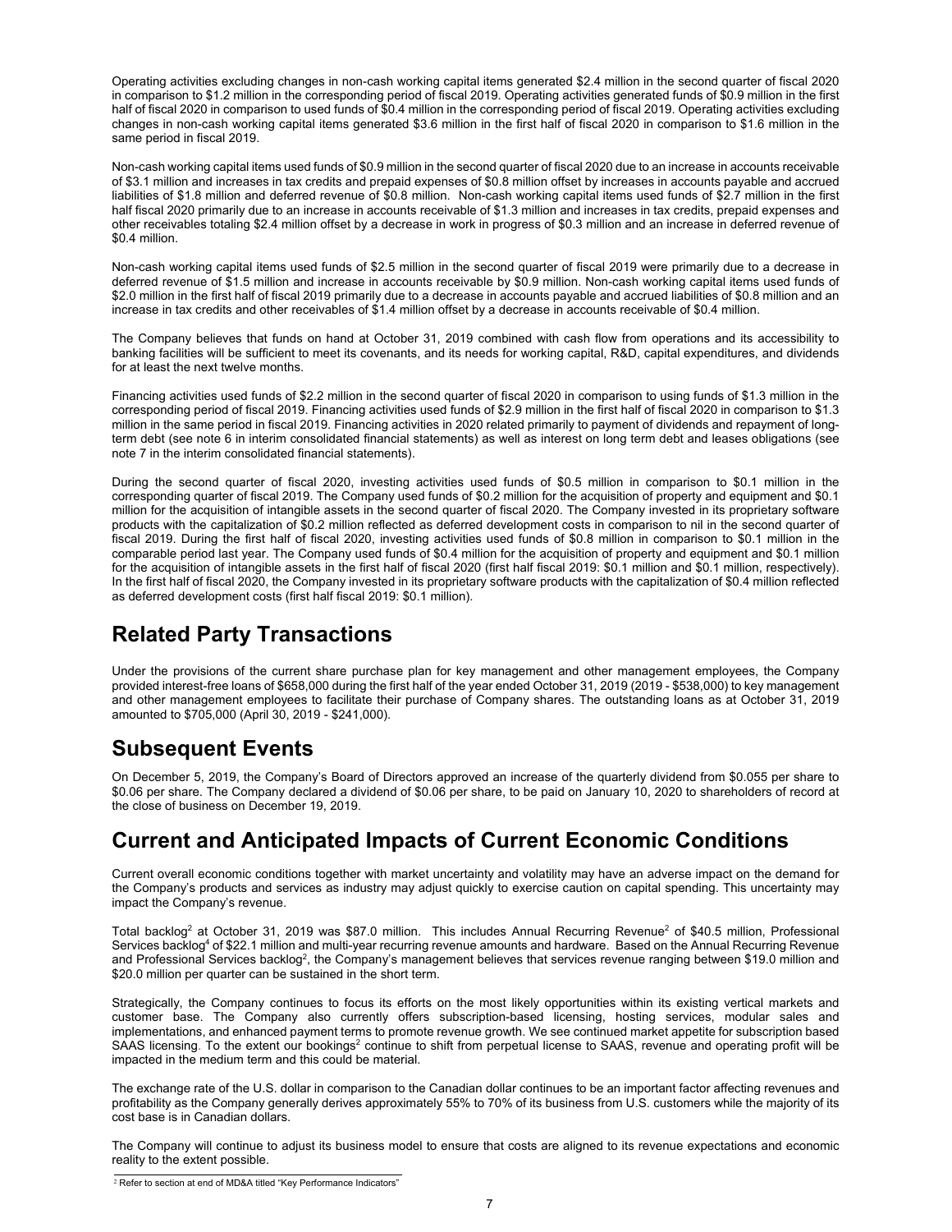Operating activities excluding changes in non-cash working capital items generated $2.4 million in the second quarter of fiscal 2020 in comparison to $1.2 million in the corresponding period of fiscal 2019. Operating activities generated funds of $0.9 million in the first half of fiscal 2020 in comparison to used funds of $0.4 million in the corresponding period of fiscal 2019. Operating activities excluding changes in non-cash working capital items generated $3.6 million in the first half of fiscal 2020 in comparison to $1.6 million in the same period in fiscal 2019.

Non-cash working capital items used funds of $0.9 million in the second quarter of fiscal 2020 due to an increase in accounts receivable of $3.1 million and increases in tax credits and prepaid expenses of $0.8 million offset by increases in accounts payable and accrued liabilities of $1.8 million and deferred revenue of $0.8 million. Non-cash working capital items used funds of $2.7 million in the first half fiscal 2020 primarily due to an increase in accounts receivable of $1.3 million and increases in tax credits, prepaid expenses and other receivables totaling $2.4 million offset by a decrease in work in progress of $0.3 million and an increase in deferred revenue of $0.4 million.

Non-cash working capital items used funds of $2.5 million in the second quarter of fiscal 2019 were primarily due to a decrease in deferred revenue of $1.5 million and increase in accounts receivable by $0.9 million. Non-cash working capital items used funds of $2.0 million in the first half of fiscal 2019 primarily due to a decrease in accounts payable and accrued liabilities of $0.8 million and an increase in tax credits and other receivables of $1.4 million offset by a decrease in accounts receivable of $0.4 million.

The Company believes that funds on hand at October 31, 2019 combined with cash flow from operations and its accessibility to banking facilities will be sufficient to meet its covenants, and its needs for working capital, R&D, capital expenditures, and dividends for at least the next twelve months.

Financing activities used funds of $2.2 million in the second quarter of fiscal 2020 in comparison to using funds of $1.3 million in the corresponding period of fiscal 2019. Financing activities used funds of $2.9 million in the first half of fiscal 2020 in comparison to $1.3 million in the same period in fiscal 2019. Financing activities in 2020 related primarily to payment of dividends and repayment of long-term debt (see note 6 in interim consolidated financial statements) as well as interest on long term debt and leases obligations (see note 7 in the interim consolidated financial statements).

During the second quarter of fiscal 2020, investing activities used funds of $0.5 million in comparison to $0.1 million in the corresponding quarter of fiscal 2019. The Company used funds of $0.2 million for the acquisition of property and equipment and $0.1 million for the acquisition of intangible assets in the second quarter of fiscal 2020. The Company invested in its proprietary software products with the capitalization of $0.2 million reflected as deferred development costs in comparison to nil in the second quarter of fiscal 2019. During the first half of fiscal 2020, investing activities used funds of $0.8 million in comparison to $0.1 million in the comparable period last year. The Company used funds of $0.4 million for the acquisition of property and equipment and $0.1 million for the acquisition of intangible assets in the first half of fiscal 2020 (first half fiscal 2019: $0.1 million and $0.1 million, respectively). In the first half of fiscal 2020, the Company invested in its proprietary software products with the capitalization of $0.4 million reflected as deferred development costs (first half fiscal 2019: $0.1 million).

# Related Party Transactions

Under the provisions of the current share purchase plan for key management and other management employees, the Company provided interest-free loans of $658,000 during the first half of the year ended October 31, 2019 (2019 - $538,000) to key management and other management employees to facilitate their purchase of Company shares. The outstanding loans as at October 31, 2019 amounted to $705,000 (April 30, 2019 - $241,000).

# Subsequent Events

On December 5, 2019, the Company's Board of Directors approved an increase of the quarterly dividend from $0.055 per share to $0.06 per share. The Company declared a dividend of $0.06 per share, to be paid on January 10, 2020 to shareholders of record at the close of business on December 19, 2019.

# Current and Anticipated Impacts of Current Economic Conditions

Current overall economic conditions together with market uncertainty and volatility may have an adverse impact on the demand for the Company's products and services as industry may adjust quickly to exercise caution on capital spending. This uncertainty may impact the Company's revenue.

Total backlog[2] at October 31, 2019 was $87.0 million. This includes Annual Recurring Revenue[2] of $40.5 million, Professional Services backlog[4] of $22.1 million and multi-year recurring revenue amounts and hardware. Based on the Annual Recurring Revenue and Professional Services backlog[2], the Company's management believes that services revenue ranging between $19.0 million and $20.0 million per quarter can be sustained in the short term.

Strategically, the Company continues to focus its efforts on the most likely opportunities within its existing vertical markets and customer base. The Company also currently offers subscription-based licensing, hosting services, modular sales and implementations, and enhanced payment terms to promote revenue growth. We see continued market appetite for subscription based SAAS licensing. To the extent our bookings[2] continue to shift from perpetual license to SAAS, revenue and operating profit will be impacted in the medium term and this could be material.

The exchange rate of the U.S. dollar in comparison to the Canadian dollar continues to be an important factor affecting revenues and profitability as the Company generally derives approximately 55% to 70% of its business from U.S. customers while the majority of its cost base is in Canadian dollars.

The Company will continue to adjust its business model to ensure that costs are aligned to its revenue expectations and economic reality to the extent possible.

[2] Refer to section at end of MD&A titled "Key Performance Indicators"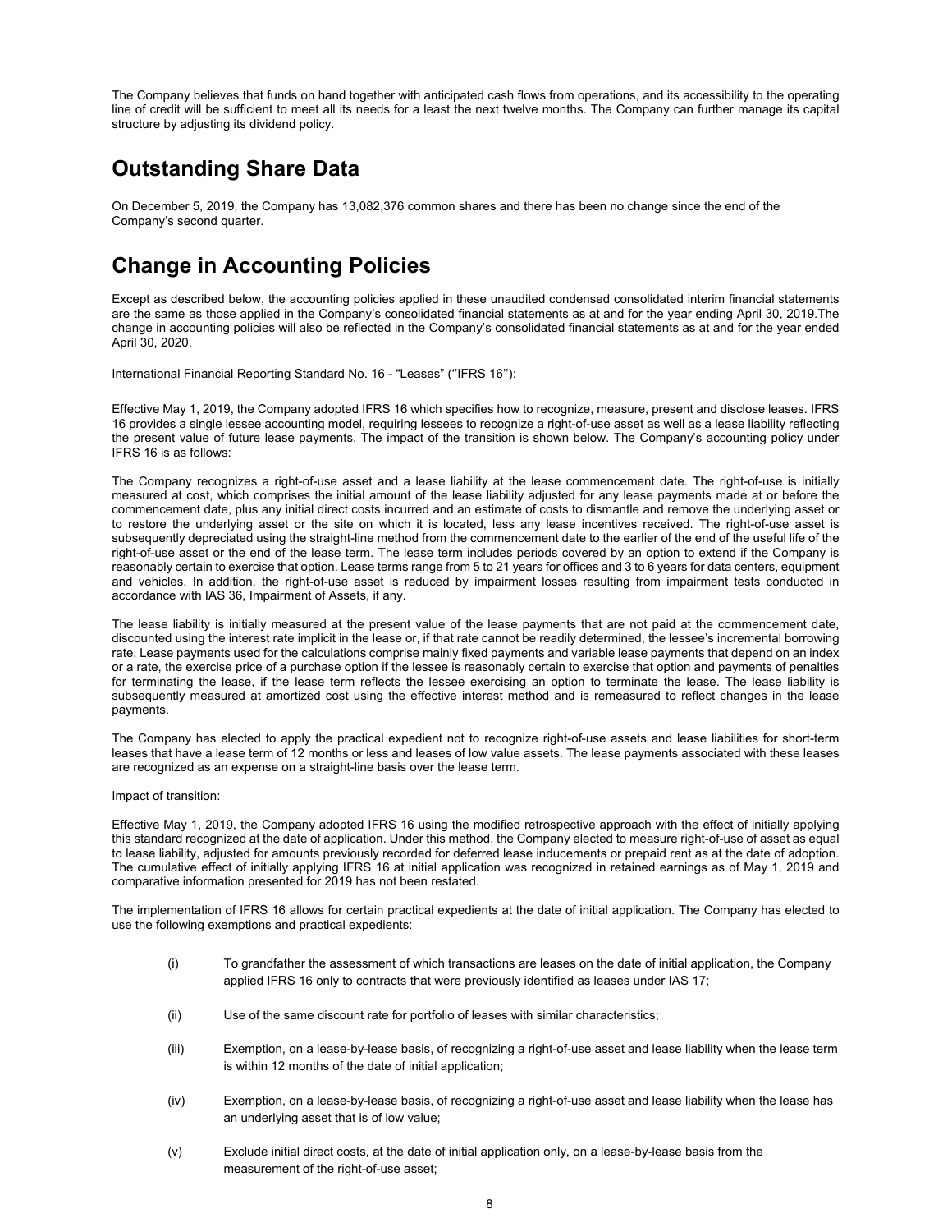The Company believes that funds on hand together with anticipated cash flows from operations, and its accessibility to the operating line of credit will be sufficient to meet all its needs for a least the next twelve months. The Company can further manage its capital structure by adjusting its dividend policy.

## Outstanding Share Data

On December 5, 2019, the Company has 13,082,376 common shares and there has been no change since the end of the Company's second quarter.

## Change in Accounting Policies

Except as described below, the accounting policies applied in these unaudited condensed consolidated interim financial statements are the same as those applied in the Company's consolidated financial statements as at and for the year ending April 30, 2019.The change in accounting policies will also be reflected in the Company's consolidated financial statements as at and for the year ended April 30, 2020.

International Financial Reporting Standard No. 16 - "Leases" (''IFRS 16''):

Effective May 1, 2019, the Company adopted IFRS 16 which specifies how to recognize, measure, present and disclose leases. IFRS 16 provides a single lessee accounting model, requiring lessees to recognize a right-of-use asset as well as a lease liability reflecting the present value of future lease payments. The impact of the transition is shown below. The Company's accounting policy under IFRS 16 is as follows:

The Company recognizes a right-of-use asset and a lease liability at the lease commencement date. The right-of-use is initially measured at cost, which comprises the initial amount of the lease liability adjusted for any lease payments made at or before the commencement date, plus any initial direct costs incurred and an estimate of costs to dismantle and remove the underlying asset or to restore the underlying asset or the site on which it is located, less any lease incentives received. The right-of-use asset is subsequently depreciated using the straight-line method from the commencement date to the earlier of the end of the useful life of the right-of-use asset or the end of the lease term. The lease term includes periods covered by an option to extend if the Company is reasonably certain to exercise that option. Lease terms range from 5 to 21 years for offices and 3 to 6 years for data centers, equipment and vehicles. In addition, the right-of-use asset is reduced by impairment losses resulting from impairment tests conducted in accordance with IAS 36, Impairment of Assets, if any.

The lease liability is initially measured at the present value of the lease payments that are not paid at the commencement date, discounted using the interest rate implicit in the lease or, if that rate cannot be readily determined, the lessee's incremental borrowing rate. Lease payments used for the calculations comprise mainly fixed payments and variable lease payments that depend on an index or a rate, the exercise price of a purchase option if the lessee is reasonably certain to exercise that option and payments of penalties for terminating the lease, if the lease term reflects the lessee exercising an option to terminate the lease. The lease liability is subsequently measured at amortized cost using the effective interest method and is remeasured to reflect changes in the lease payments.

The Company has elected to apply the practical expedient not to recognize right-of-use assets and lease liabilities for short-term leases that have a lease term of 12 months or less and leases of low value assets. The lease payments associated with these leases are recognized as an expense on a straight-line basis over the lease term.

Impact of transition:

Effective May 1, 2019, the Company adopted IFRS 16 using the modified retrospective approach with the effect of initially applying this standard recognized at the date of application. Under this method, the Company elected to measure right-of-use of asset as equal to lease liability, adjusted for amounts previously recorded for deferred lease inducements or prepaid rent as at the date of adoption. The cumulative effect of initially applying IFRS 16 at initial application was recognized in retained earnings as of May 1, 2019 and comparative information presented for 2019 has not been restated.

The implementation of IFRS 16 allows for certain practical expedients at the date of initial application. The Company has elected to use the following exemptions and practical expedients:

(i) To grandfather the assessment of which transactions are leases on the date of initial application, the Company applied IFRS 16 only to contracts that were previously identified as leases under IAS 17;

(ii) Use of the same discount rate for portfolio of leases with similar characteristics;

(iii) Exemption, on a lease-by-lease basis, of recognizing a right-of-use asset and lease liability when the lease term is within 12 months of the date of initial application;

(iv) Exemption, on a lease-by-lease basis, of recognizing a right-of-use asset and lease liability when the lease has an underlying asset that is of low value;

(v) Exclude initial direct costs, at the date of initial application only, on a lease-by-lease basis from the measurement of the right-of-use asset;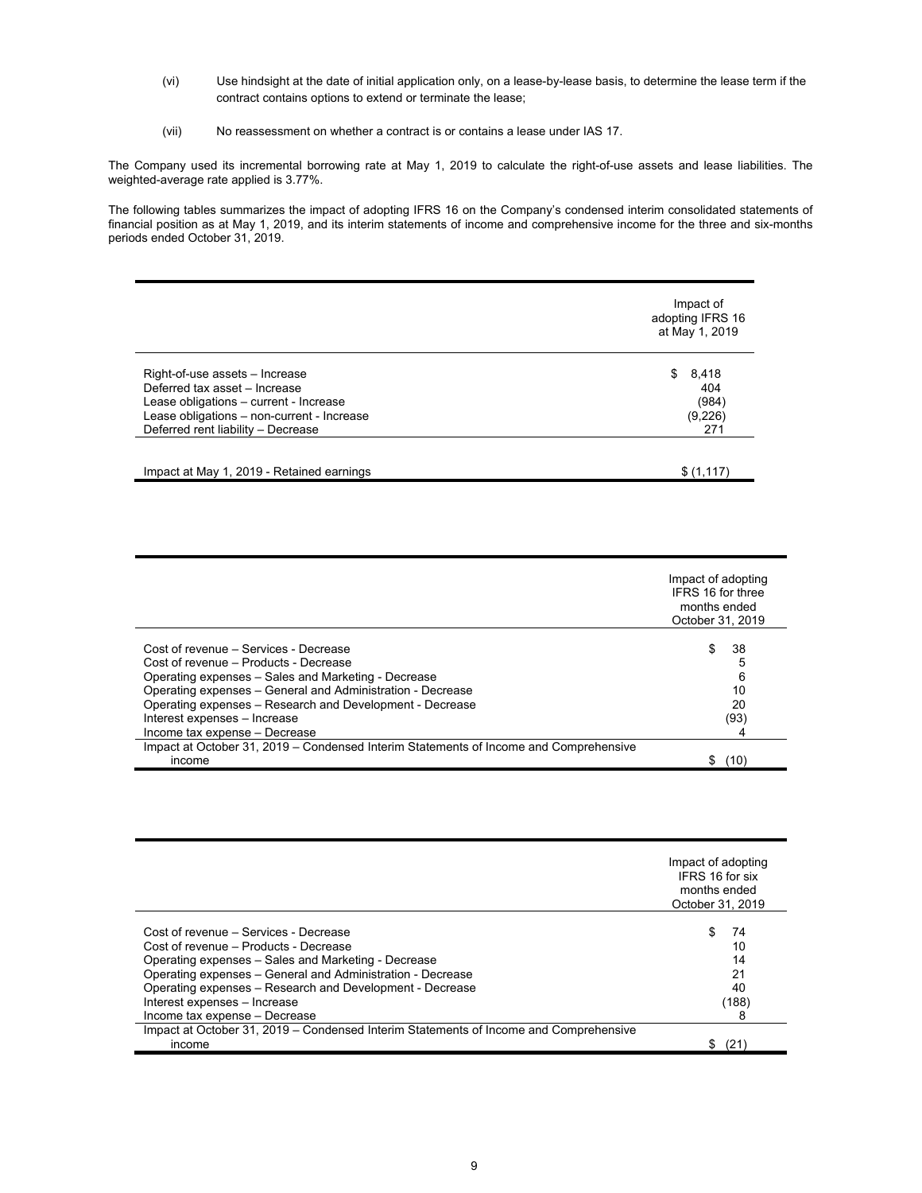(vi) Use hindsight at the date of initial application only, on a lease-by-lease basis, to determine the lease term if the contract contains options to extend or terminate the lease;

(vii) No reassessment on whether a contract is or contains a lease under IAS 17.

The Company used its incremental borrowing rate at May 1, 2019 to calculate the right-of-use assets and lease liabilities. The weighted-average rate applied is 3.77%.

The following tables summarizes the impact of adopting IFRS 16 on the Company's condensed interim consolidated statements of financial position as at May 1, 2019, and its interim statements of income and comprehensive income for the three and six-months periods ended October 31, 2019.

| | Impact of adopting IFRS 16 at May 1, 2019 |
|---|---|
| Right-of-use assets – Increase | $ 8,418 |
| Deferred tax asset – Increase | 404 |
| Lease obligations – current - Increase | (984) |
| Lease obligations – non-current - Increase | (9,226) |
| Deferred rent liability – Decrease | 271 |
| Impact at May 1, 2019 - Retained earnings | $ (1,117) |

| | Impact of adopting IFRS 16 for three months ended October 31, 2019 |
|---|---|
| Cost of revenue – Services - Decrease | $ 38 |
| Cost of revenue – Products - Decrease | 5 |
| Operating expenses – Sales and Marketing - Decrease | 6 |
| Operating expenses – General and Administration - Decrease | 10 |
| Operating expenses – Research and Development - Decrease | 20 |
| Interest expenses – Increase | (93) |
| Income tax expense – Decrease | 4 |
| Impact at October 31, 2019 – Condensed Interim Statements of Income and Comprehensive income | $ (10) |

| | Impact of adopting IFRS 16 for six months ended October 31, 2019 |
|---|---|
| Cost of revenue – Services - Decrease | $ 74 |
| Cost of revenue – Products - Decrease | 10 |
| Operating expenses – Sales and Marketing - Decrease | 14 |
| Operating expenses – General and Administration - Decrease | 21 |
| Operating expenses – Research and Development - Decrease | 40 |
| Interest expenses – Increase | (188) |
| Income tax expense – Decrease | 8 |
| Impact at October 31, 2019 – Condensed Interim Statements of Income and Comprehensive income | $ (21) |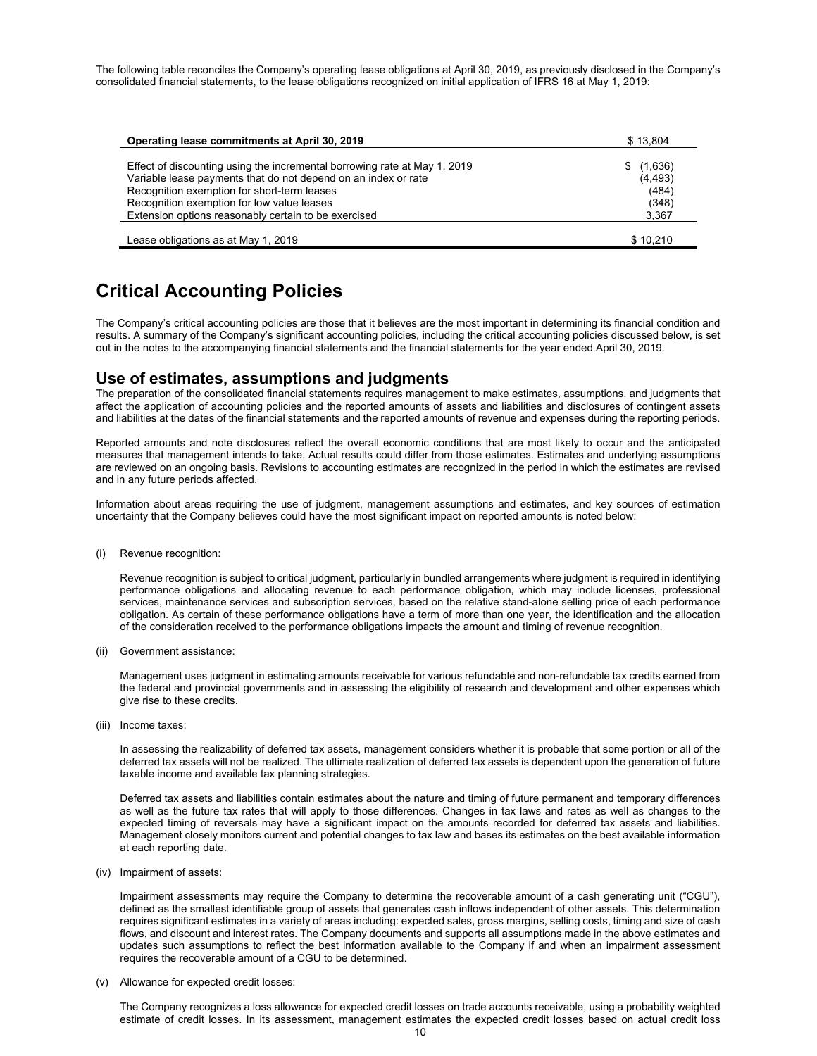The following table reconciles the Company's operating lease obligations at April 30, 2019, as previously disclosed in the Company's consolidated financial statements, to the lease obligations recognized on initial application of IFRS 16 at May 1, 2019:

| **Operating lease commitments at April 30, 2019** | $ 13,804 |
|---|---|
| Effect of discounting using the incremental borrowing rate at May 1, 2019 | $ (1,636) |
| Variable lease payments that do not depend on an index or rate | (4,493) |
| Recognition exemption for short-term leases | (484) |
| Recognition exemption for low value leases | (348) |
| Extension options reasonably certain to be exercised | 3,367 |
| Lease obligations as at May 1, 2019 | $ 10,210 |

# Critical Accounting Policies

The Company's critical accounting policies are those that it believes are the most important in determining its financial condition and results. A summary of the Company's significant accounting policies, including the critical accounting policies discussed below, is set out in the notes to the accompanying financial statements and the financial statements for the year ended April 30, 2019.

## Use of estimates, assumptions and judgments

The preparation of the consolidated financial statements requires management to make estimates, assumptions, and judgments that affect the application of accounting policies and the reported amounts of assets and liabilities and disclosures of contingent assets and liabilities at the dates of the financial statements and the reported amounts of revenue and expenses during the reporting periods.

Reported amounts and note disclosures reflect the overall economic conditions that are most likely to occur and the anticipated measures that management intends to take. Actual results could differ from those estimates. Estimates and underlying assumptions are reviewed on an ongoing basis. Revisions to accounting estimates are recognized in the period in which the estimates are revised and in any future periods affected.

Information about areas requiring the use of judgment, management assumptions and estimates, and key sources of estimation uncertainty that the Company believes could have the most significant impact on reported amounts is noted below:

(i) Revenue recognition:

Revenue recognition is subject to critical judgment, particularly in bundled arrangements where judgment is required in identifying performance obligations and allocating revenue to each performance obligation, which may include licenses, professional services, maintenance services and subscription services, based on the relative stand-alone selling price of each performance obligation. As certain of these performance obligations have a term of more than one year, the identification and the allocation of the consideration received to the performance obligations impacts the amount and timing of revenue recognition.

(ii) Government assistance:

Management uses judgment in estimating amounts receivable for various refundable and non-refundable tax credits earned from the federal and provincial governments and in assessing the eligibility of research and development and other expenses which give rise to these credits.

(iii) Income taxes:

In assessing the realizability of deferred tax assets, management considers whether it is probable that some portion or all of the deferred tax assets will not be realized. The ultimate realization of deferred tax assets is dependent upon the generation of future taxable income and available tax planning strategies.

Deferred tax assets and liabilities contain estimates about the nature and timing of future permanent and temporary differences as well as the future tax rates that will apply to those differences. Changes in tax laws and rates as well as changes to the expected timing of reversals may have a significant impact on the amounts recorded for deferred tax assets and liabilities. Management closely monitors current and potential changes to tax law and bases its estimates on the best available information at each reporting date.

(iv) Impairment of assets:

Impairment assessments may require the Company to determine the recoverable amount of a cash generating unit ("CGU"), defined as the smallest identifiable group of assets that generates cash inflows independent of other assets. This determination requires significant estimates in a variety of areas including: expected sales, gross margins, selling costs, timing and size of cash flows, and discount and interest rates. The Company documents and supports all assumptions made in the above estimates and updates such assumptions to reflect the best information available to the Company if and when an impairment assessment requires the recoverable amount of a CGU to be determined.

(v) Allowance for expected credit losses:

The Company recognizes a loss allowance for expected credit losses on trade accounts receivable, using a probability weighted estimate of credit losses. In its assessment, management estimates the expected credit losses based on actual credit loss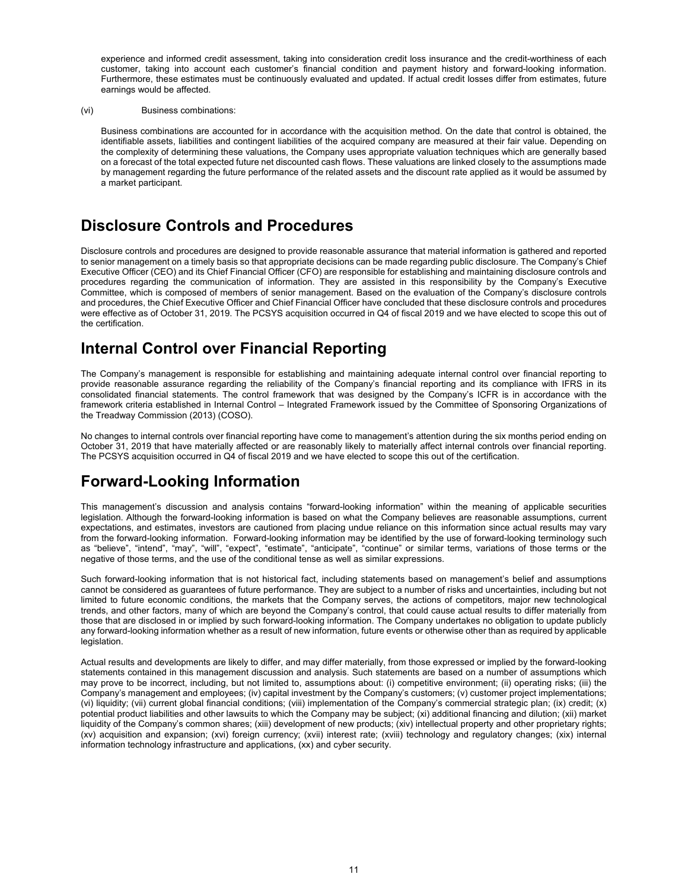experience and informed credit assessment, taking into consideration credit loss insurance and the credit-worthiness of each customer, taking into account each customer's financial condition and payment history and forward-looking information. Furthermore, these estimates must be continuously evaluated and updated. If actual credit losses differ from estimates, future earnings would be affected.

(vi) Business combinations:

Business combinations are accounted for in accordance with the acquisition method. On the date that control is obtained, the identifiable assets, liabilities and contingent liabilities of the acquired company are measured at their fair value. Depending on the complexity of determining these valuations, the Company uses appropriate valuation techniques which are generally based on a forecast of the total expected future net discounted cash flows. These valuations are linked closely to the assumptions made by management regarding the future performance of the related assets and the discount rate applied as it would be assumed by a market participant.

# Disclosure Controls and Procedures

Disclosure controls and procedures are designed to provide reasonable assurance that material information is gathered and reported to senior management on a timely basis so that appropriate decisions can be made regarding public disclosure. The Company's Chief Executive Officer (CEO) and its Chief Financial Officer (CFO) are responsible for establishing and maintaining disclosure controls and procedures regarding the communication of information. They are assisted in this responsibility by the Company's Executive Committee, which is composed of members of senior management. Based on the evaluation of the Company's disclosure controls and procedures, the Chief Executive Officer and Chief Financial Officer have concluded that these disclosure controls and procedures were effective as of October 31, 2019. The PCSYS acquisition occurred in Q4 of fiscal 2019 and we have elected to scope this out of the certification.

# Internal Control over Financial Reporting

The Company's management is responsible for establishing and maintaining adequate internal control over financial reporting to provide reasonable assurance regarding the reliability of the Company's financial reporting and its compliance with IFRS in its consolidated financial statements. The control framework that was designed by the Company's ICFR is in accordance with the framework criteria established in Internal Control – Integrated Framework issued by the Committee of Sponsoring Organizations of the Treadway Commission (2013) (COSO).

No changes to internal controls over financial reporting have come to management's attention during the six months period ending on October 31, 2019 that have materially affected or are reasonably likely to materially affect internal controls over financial reporting. The PCSYS acquisition occurred in Q4 of fiscal 2019 and we have elected to scope this out of the certification.

# Forward-Looking Information

This management's discussion and analysis contains "forward-looking information" within the meaning of applicable securities legislation. Although the forward-looking information is based on what the Company believes are reasonable assumptions, current expectations, and estimates, investors are cautioned from placing undue reliance on this information since actual results may vary from the forward-looking information. Forward-looking information may be identified by the use of forward-looking terminology such as "believe", "intend", "may", "will", "expect", "estimate", "anticipate", "continue" or similar terms, variations of those terms or the negative of those terms, and the use of the conditional tense as well as similar expressions.

Such forward-looking information that is not historical fact, including statements based on management's belief and assumptions cannot be considered as guarantees of future performance. They are subject to a number of risks and uncertainties, including but not limited to future economic conditions, the markets that the Company serves, the actions of competitors, major new technological trends, and other factors, many of which are beyond the Company's control, that could cause actual results to differ materially from those that are disclosed in or implied by such forward-looking information. The Company undertakes no obligation to update publicly any forward-looking information whether as a result of new information, future events or otherwise other than as required by applicable legislation.

Actual results and developments are likely to differ, and may differ materially, from those expressed or implied by the forward-looking statements contained in this management discussion and analysis. Such statements are based on a number of assumptions which may prove to be incorrect, including, but not limited to, assumptions about: (i) competitive environment; (ii) operating risks; (iii) the Company's management and employees; (iv) capital investment by the Company's customers; (v) customer project implementations; (vi) liquidity; (vii) current global financial conditions; (viii) implementation of the Company's commercial strategic plan; (ix) credit; (x) potential product liabilities and other lawsuits to which the Company may be subject; (xi) additional financing and dilution; (xii) market liquidity of the Company's common shares; (xiii) development of new products; (xiv) intellectual property and other proprietary rights; (xv) acquisition and expansion; (xvi) foreign currency; (xvii) interest rate; (xviii) technology and regulatory changes; (xix) internal information technology infrastructure and applications, (xx) and cyber security.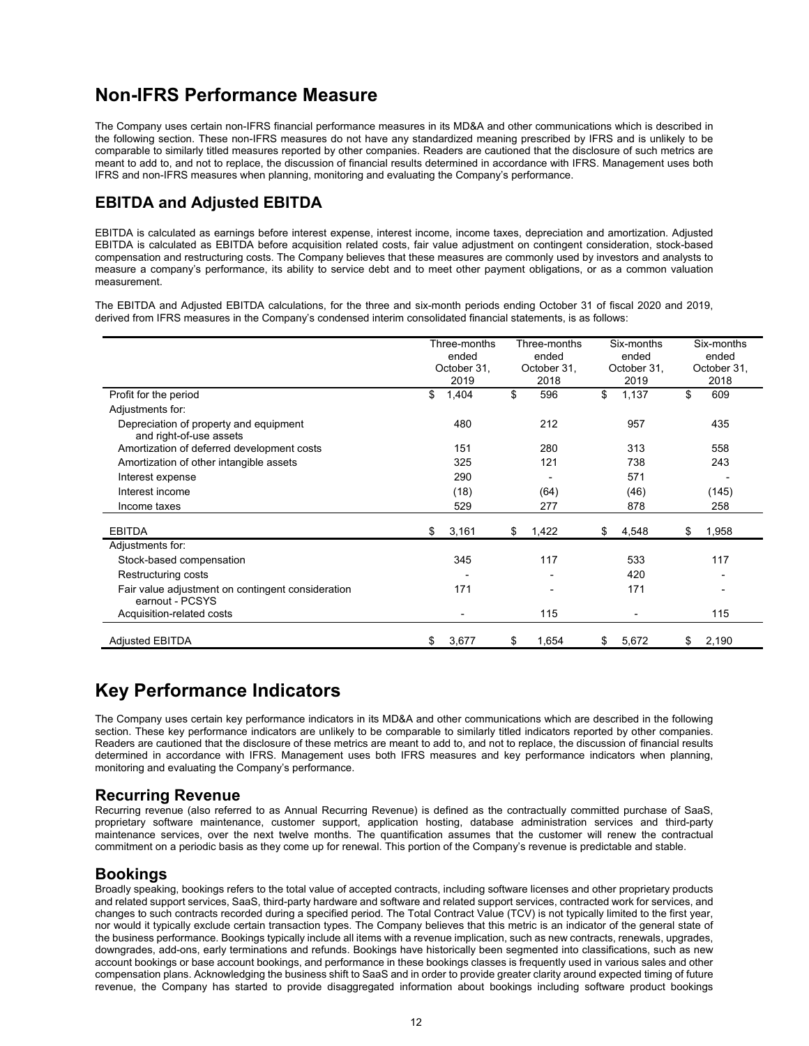# Non-IFRS Performance Measure

The Company uses certain non-IFRS financial performance measures in its MD&A and other communications which is described in the following section. These non-IFRS measures do not have any standardized meaning prescribed by IFRS and is unlikely to be comparable to similarly titled measures reported by other companies. Readers are cautioned that the disclosure of such metrics are meant to add to, and not to replace, the discussion of financial results determined in accordance with IFRS. Management uses both IFRS and non-IFRS measures when planning, monitoring and evaluating the Company's performance.

## EBITDA and Adjusted EBITDA

EBITDA is calculated as earnings before interest expense, interest income, income taxes, depreciation and amortization. Adjusted EBITDA is calculated as EBITDA before acquisition related costs, fair value adjustment on contingent consideration, stock-based compensation and restructuring costs. The Company believes that these measures are commonly used by investors and analysts to measure a company's performance, its ability to service debt and to meet other payment obligations, or as a common valuation measurement.

The EBITDA and Adjusted EBITDA calculations, for the three and six-month periods ending October 31 of fiscal 2020 and 2019, derived from IFRS measures in the Company's condensed interim consolidated financial statements, is as follows:

| | Three-months ended October 31, 2019 | Three-months ended October 31, 2018 | Six-months ended October 31, 2019 | Six-months ended October 31, 2018 |
|---|---|---|---|---|
| Profit for the period | $ 1,404 | $ 596 | $ 1,137 | $ 609 |
| Adjustments for: | | | | |
| Depreciation of property and equipment and right-of-use assets | 480 | 212 | 957 | 435 |
| Amortization of deferred development costs | 151 | 280 | 313 | 558 |
| Amortization of other intangible assets | 325 | 121 | 738 | 243 |
| Interest expense | 290 | - | 571 | - |
| Interest income | (18) | (64) | (46) | (145) |
| Income taxes | 529 | 277 | 878 | 258 |
| EBITDA | $ 3,161 | $ 1,422 | $ 4,548 | $ 1,958 |
| Adjustments for: | | | | |
| Stock-based compensation | 345 | 117 | 533 | 117 |
| Restructuring costs | - | - | 420 | - |
| Fair value adjustment on contingent consideration earnout - PCSYS | 171 | - | 171 | - |
| Acquisition-related costs | - | 115 | - | 115 |
| Adjusted EBITDA | $ 3,677 | $ 1,654 | $ 5,672 | $ 2,190 |

# Key Performance Indicators

The Company uses certain key performance indicators in its MD&A and other communications which are described in the following section. These key performance indicators are unlikely to be comparable to similarly titled indicators reported by other companies. Readers are cautioned that the disclosure of these metrics are meant to add to, and not to replace, the discussion of financial results determined in accordance with IFRS. Management uses both IFRS measures and key performance indicators when planning, monitoring and evaluating the Company's performance.

## Recurring Revenue

Recurring revenue (also referred to as Annual Recurring Revenue) is defined as the contractually committed purchase of SaaS, proprietary software maintenance, customer support, application hosting, database administration services and third-party maintenance services, over the next twelve months. The quantification assumes that the customer will renew the contractual commitment on a periodic basis as they come up for renewal. This portion of the Company's revenue is predictable and stable.

## Bookings

Broadly speaking, bookings refers to the total value of accepted contracts, including software licenses and other proprietary products and related support services, SaaS, third-party hardware and software and related support services, contracted work for services, and changes to such contracts recorded during a specified period. The Total Contract Value (TCV) is not typically limited to the first year, nor would it typically exclude certain transaction types. The Company believes that this metric is an indicator of the general state of the business performance. Bookings typically include all items with a revenue implication, such as new contracts, renewals, upgrades, downgrades, add-ons, early terminations and refunds. Bookings have historically been segmented into classifications, such as new account bookings or base account bookings, and performance in these bookings classes is frequently used in various sales and other compensation plans. Acknowledging the business shift to SaaS and in order to provide greater clarity around expected timing of future revenue, the Company has started to provide disaggregated information about bookings including software product bookings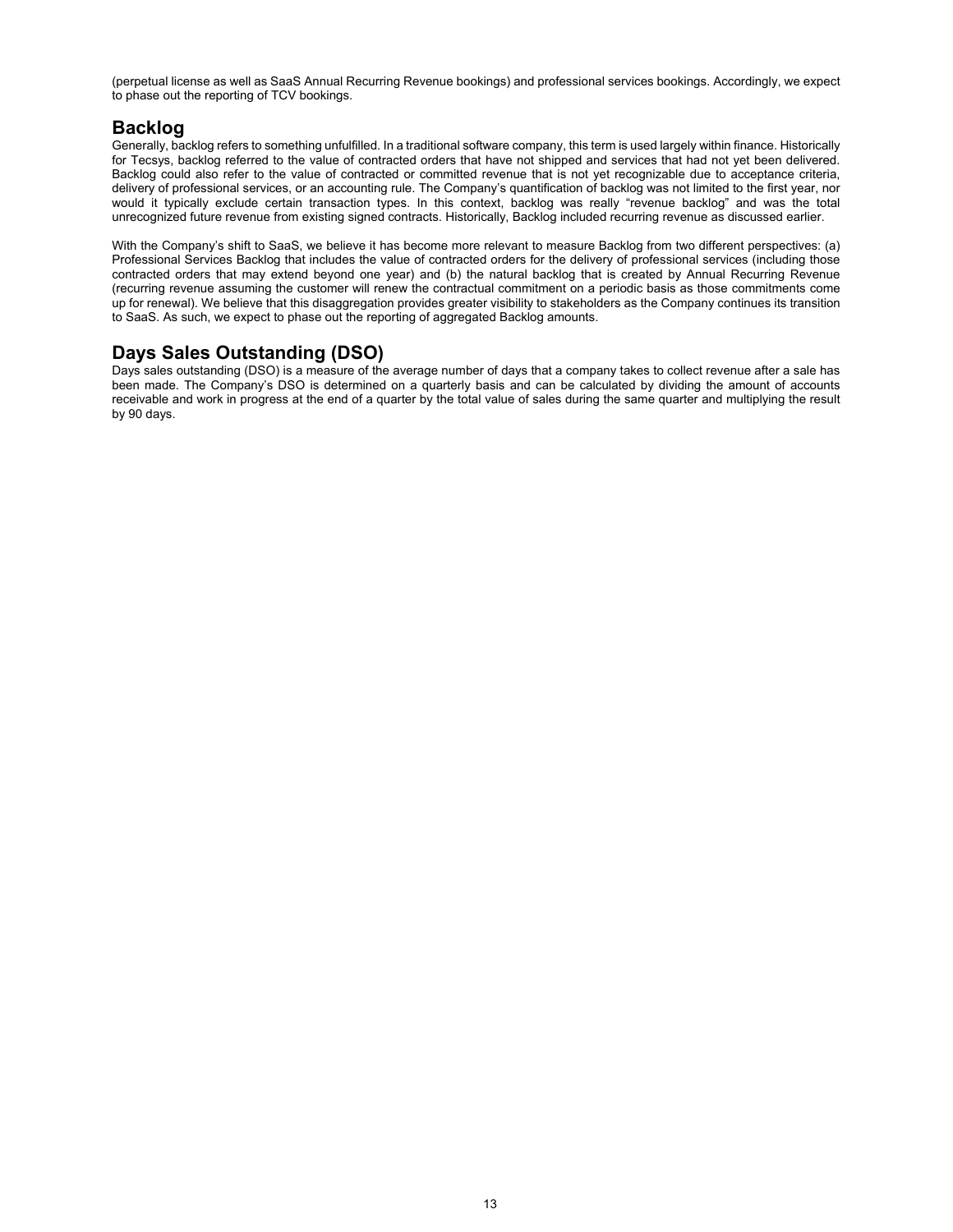(perpetual license as well as SaaS Annual Recurring Revenue bookings) and professional services bookings. Accordingly, we expect to phase out the reporting of TCV bookings.

## Backlog

Generally, backlog refers to something unfulfilled. In a traditional software company, this term is used largely within finance. Historically for Tecsys, backlog referred to the value of contracted orders that have not shipped and services that had not yet been delivered. Backlog could also refer to the value of contracted or committed revenue that is not yet recognizable due to acceptance criteria, delivery of professional services, or an accounting rule. The Company's quantification of backlog was not limited to the first year, nor would it typically exclude certain transaction types. In this context, backlog was really "revenue backlog" and was the total unrecognized future revenue from existing signed contracts. Historically, Backlog included recurring revenue as discussed earlier.

With the Company's shift to SaaS, we believe it has become more relevant to measure Backlog from two different perspectives: (a) Professional Services Backlog that includes the value of contracted orders for the delivery of professional services (including those contracted orders that may extend beyond one year) and (b) the natural backlog that is created by Annual Recurring Revenue (recurring revenue assuming the customer will renew the contractual commitment on a periodic basis as those commitments come up for renewal). We believe that this disaggregation provides greater visibility to stakeholders as the Company continues its transition to SaaS. As such, we expect to phase out the reporting of aggregated Backlog amounts.

## Days Sales Outstanding (DSO)

Days sales outstanding (DSO) is a measure of the average number of days that a company takes to collect revenue after a sale has been made. The Company's DSO is determined on a quarterly basis and can be calculated by dividing the amount of accounts receivable and work in progress at the end of a quarter by the total value of sales during the same quarter and multiplying the result by 90 days.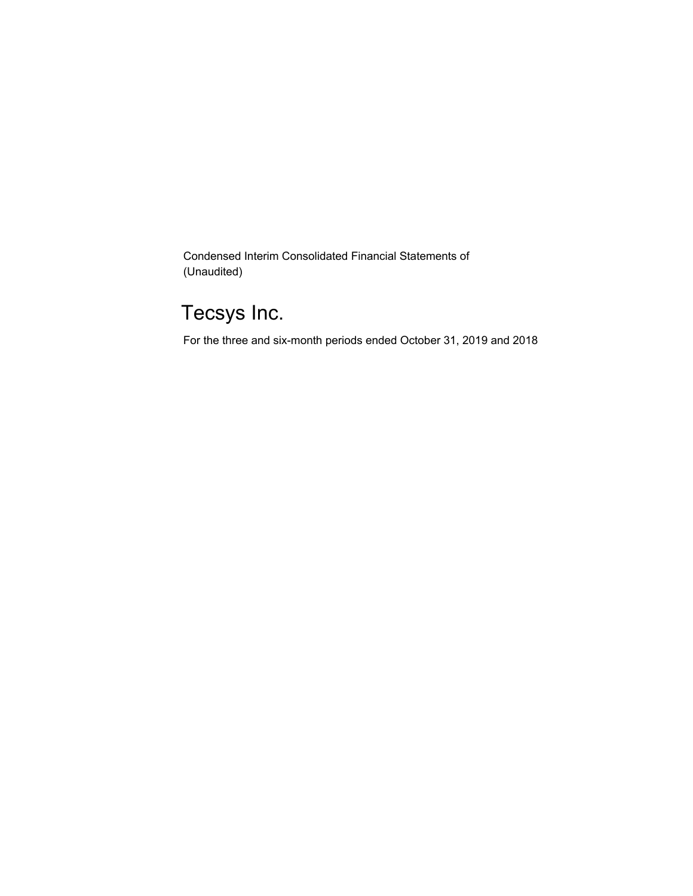Condensed Interim Consolidated Financial Statements of
(Unaudited)

# Tecsys Inc.

For the three and six-month periods ended October 31, 2019 and 2018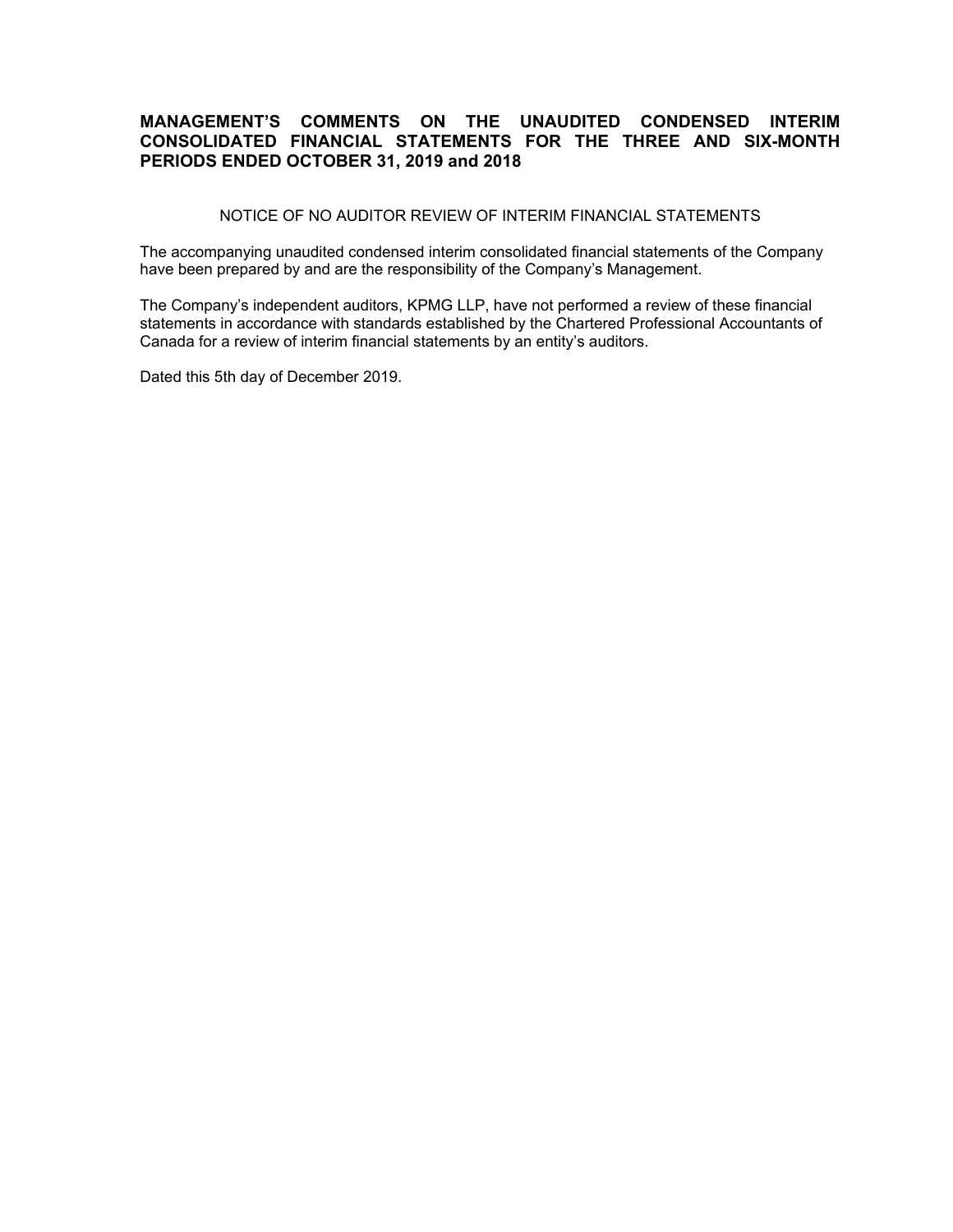# MANAGEMENT'S COMMENTS ON THE UNAUDITED CONDENSED INTERIM CONSOLIDATED FINANCIAL STATEMENTS FOR THE THREE AND SIX-MONTH PERIODS ENDED OCTOBER 31, 2019 and 2018

NOTICE OF NO AUDITOR REVIEW OF INTERIM FINANCIAL STATEMENTS

The accompanying unaudited condensed interim consolidated financial statements of the Company have been prepared by and are the responsibility of the Company's Management.

The Company's independent auditors, KPMG LLP, have not performed a review of these financial statements in accordance with standards established by the Chartered Professional Accountants of Canada for a review of interim financial statements by an entity's auditors.

Dated this 5th day of December 2019.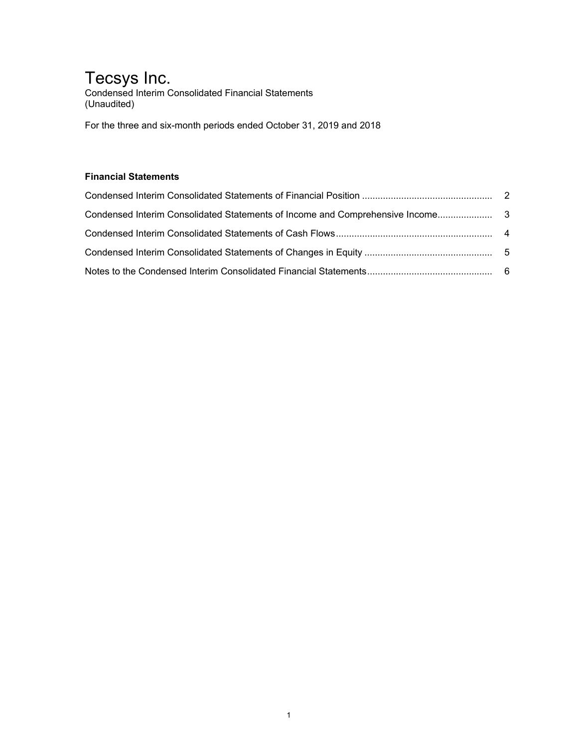# Tecsys Inc.

Condensed Interim Consolidated Financial Statements
(Unaudited)

For the three and six-month periods ended October 31, 2019 and 2018

### Financial Statements

| | |
|---|---|
| Condensed Interim Consolidated Statements of Financial Position | 2 |
| Condensed Interim Consolidated Statements of Income and Comprehensive Income | 3 |
| Condensed Interim Consolidated Statements of Cash Flows | 4 |
| Condensed Interim Consolidated Statements of Changes in Equity | 5 |
| Notes to the Condensed Interim Consolidated Financial Statements | 6 |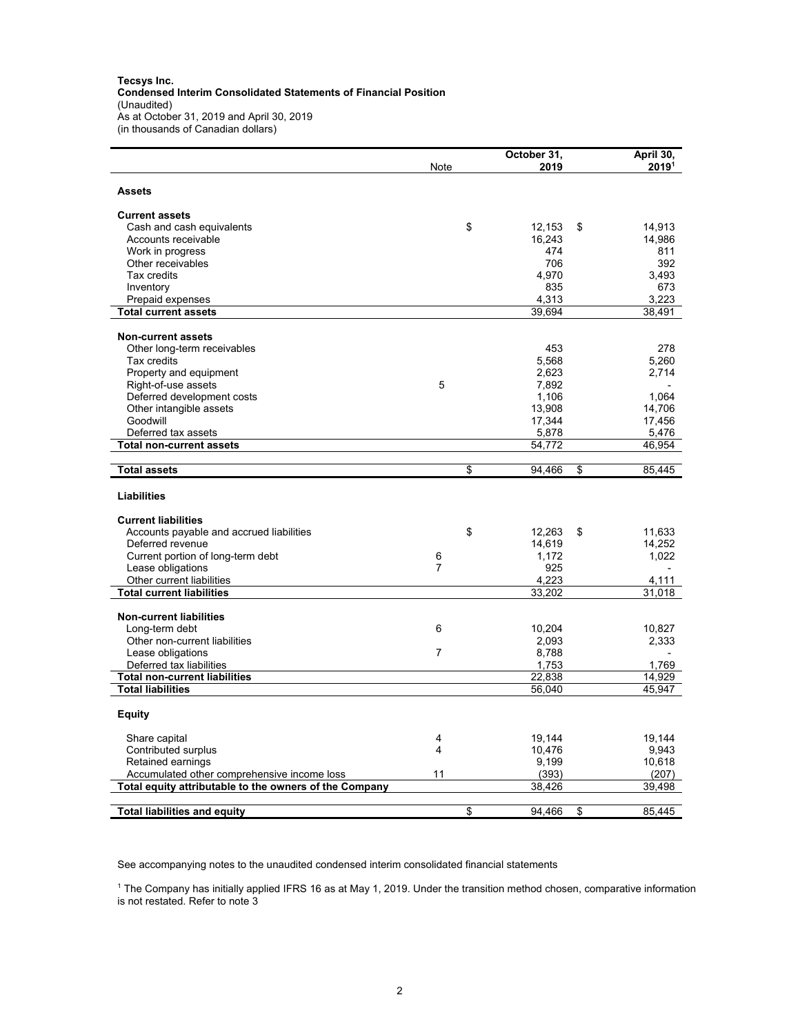**Tecsys Inc.**
**Condensed Interim Consolidated Statements of Financial Position**
(Unaudited)
As at October 31, 2019 and April 30, 2019
(in thousands of Canadian dollars)

| | Note | October 31, 2019 | April 30, 2019[1] |
|---|---|---|---|
| **Assets** | | | |
| **Current assets** | | | |
| Cash and cash equivalents | | $ 12,153 | $ 14,913 |
| Accounts receivable | | 16,243 | 14,986 |
| Work in progress | | 474 | 811 |
| Other receivables | | 706 | 392 |
| Tax credits | | 4,970 | 3,493 |
| Inventory | | 835 | 673 |
| Prepaid expenses | | 4,313 | 3,223 |
| **Total current assets** | | 39,694 | 38,491 |
| **Non-current assets** | | | |
| Other long-term receivables | | 453 | 278 |
| Tax credits | | 5,568 | 5,260 |
| Property and equipment | | 2,623 | 2,714 |
| Right-of-use assets | 5 | 7,892 | - |
| Deferred development costs | | 1,106 | 1,064 |
| Other intangible assets | | 13,908 | 14,706 |
| Goodwill | | 17,344 | 17,456 |
| Deferred tax assets | | 5,878 | 5,476 |
| **Total non-current assets** | | 54,772 | 46,954 |
| **Total assets** | | $ 94,466 | $ 85,445 |
| **Liabilities** | | | |
| **Current liabilities** | | | |
| Accounts payable and accrued liabilities | | $ 12,263 | $ 11,633 |
| Deferred revenue | | 14,619 | 14,252 |
| Current portion of long-term debt | 6 | 1,172 | 1,022 |
| Lease obligations | 7 | 925 | - |
| Other current liabilities | | 4,223 | 4,111 |
| **Total current liabilities** | | 33,202 | 31,018 |
| **Non-current liabilities** | | | |
| Long-term debt | 6 | 10,204 | 10,827 |
| Other non-current liabilities | | 2,093 | 2,333 |
| Lease obligations | 7 | 8,788 | - |
| Deferred tax liabilities | | 1,753 | 1,769 |
| **Total non-current liabilities** | | 22,838 | 14,929 |
| **Total liabilities** | | 56,040 | 45,947 |
| **Equity** | | | |
| Share capital | 4 | 19,144 | 19,144 |
| Contributed surplus | 4 | 10,476 | 9,943 |
| Retained earnings | | 9,199 | 10,618 |
| Accumulated other comprehensive income loss | 11 | (393) | (207) |
| **Total equity attributable to the owners of the Company** | | 38,426 | 39,498 |
| **Total liabilities and equity** | | $ 94,466 | $ 85,445 |

See accompanying notes to the unaudited condensed interim consolidated financial statements

[1] The Company has initially applied IFRS 16 as at May 1, 2019. Under the transition method chosen, comparative information is not restated. Refer to note 3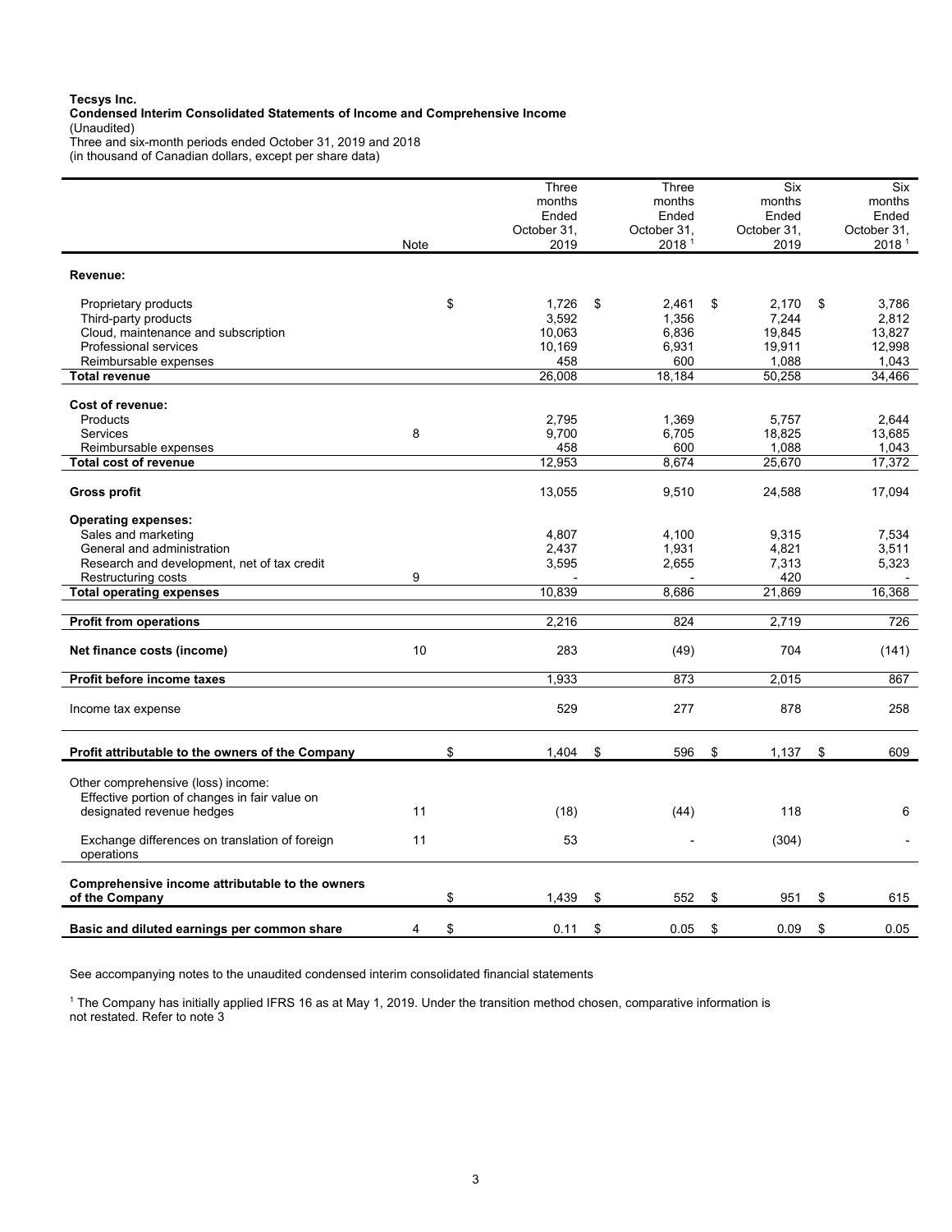**Tecsys Inc.**
**Condensed Interim Consolidated Statements of Income and Comprehensive Income**
(Unaudited)
Three and six-month periods ended October 31, 2019 and 2018
(in thousand of Canadian dollars, except per share data)

| | Note | Three months Ended October 31, 2019 | Three months Ended October 31, 2018 [1] | Six months Ended October 31, 2019 | Six months Ended October 31, 2018 [1] |
|---|---|---|---|---|---|
| **Revenue:** | | | | | |
| Proprietary products | | $ 1,726 | $ 2,461 | $ 2,170 | $ 3,786 |
| Third-party products | | 3,592 | 1,356 | 7,244 | 2,812 |
| Cloud, maintenance and subscription | | 10,063 | 6,836 | 19,845 | 13,827 |
| Professional services | | 10,169 | 6,931 | 19,911 | 12,998 |
| Reimbursable expenses | | 458 | 600 | 1,088 | 1,043 |
| **Total revenue** | | 26,008 | 18,184 | 50,258 | 34,466 |
| **Cost of revenue:** | | | | | |
| Products | | 2,795 | 1,369 | 5,757 | 2,644 |
| Services | 8 | 9,700 | 6,705 | 18,825 | 13,685 |
| Reimbursable expenses | | 458 | 600 | 1,088 | 1,043 |
| **Total cost of revenue** | | 12,953 | 8,674 | 25,670 | 17,372 |
| **Gross profit** | | 13,055 | 9,510 | 24,588 | 17,094 |
| **Operating expenses:** | | | | | |
| Sales and marketing | | 4,807 | 4,100 | 9,315 | 7,534 |
| General and administration | | 2,437 | 1,931 | 4,821 | 3,511 |
| Research and development, net of tax credit | | 3,595 | 2,655 | 7,313 | 5,323 |
| Restructuring costs | 9 | - | - | 420 | - |
| **Total operating expenses** | | 10,839 | 8,686 | 21,869 | 16,368 |
| **Profit from operations** | | 2,216 | 824 | 2,719 | 726 |
| **Net finance costs (income)** | 10 | 283 | (49) | 704 | (141) |
| **Profit before income taxes** | | 1,933 | 873 | 2,015 | 867 |
| Income tax expense | | 529 | 277 | 878 | 258 |
| **Profit attributable to the owners of the Company** | | $ 1,404 | $ 596 | $ 1,137 | $ 609 |
| Other comprehensive (loss) income: | | | | | |
| Effective portion of changes in fair value on designated revenue hedges | 11 | (18) | (44) | 118 | 6 |
| Exchange differences on translation of foreign operations | 11 | 53 | - | (304) | - |
| **Comprehensive income attributable to the owners of the Company** | | $ 1,439 | $ 552 | $ 951 | $ 615 |
| **Basic and diluted earnings per common share** | 4 | $ 0.11 | $ 0.05 | $ 0.09 | $ 0.05 |

See accompanying notes to the unaudited condensed interim consolidated financial statements

[1] The Company has initially applied IFRS 16 as at May 1, 2019. Under the transition method chosen, comparative information is not restated. Refer to note 3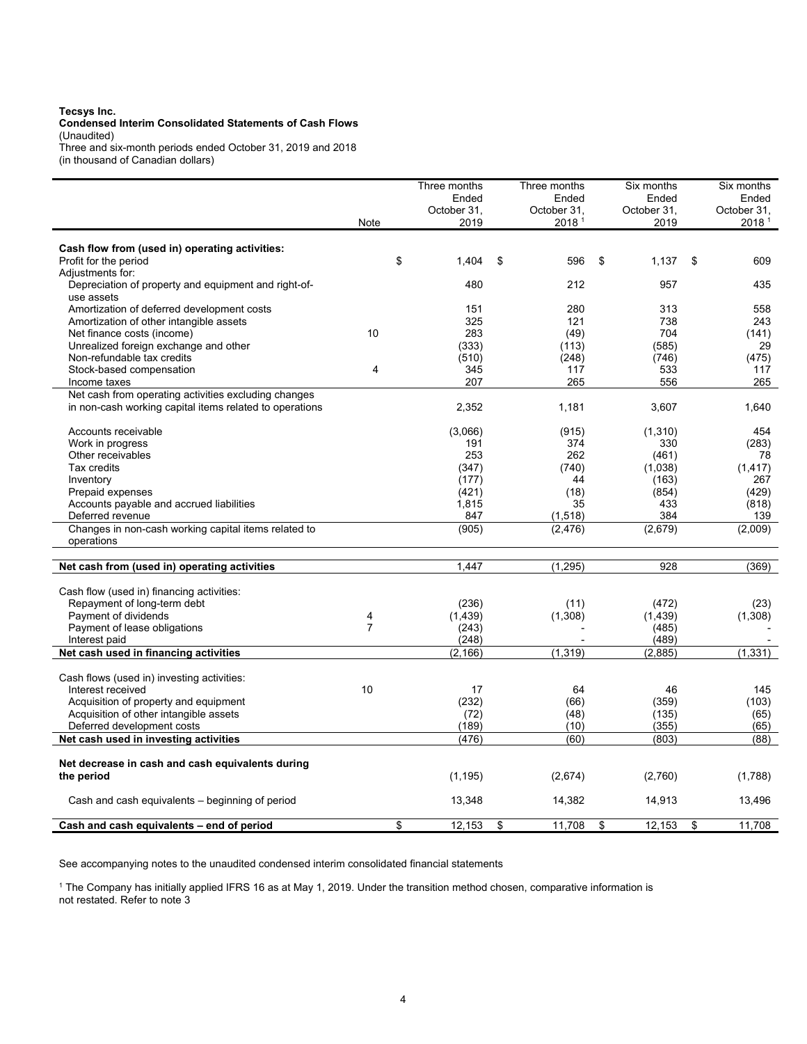**Tecsys Inc.**
**Condensed Interim Consolidated Statements of Cash Flows**
(Unaudited)
Three and six-month periods ended October 31, 2019 and 2018
(in thousand of Canadian dollars)

| | Note | Three months Ended October 31, 2019 | Three months Ended October 31, 2018 [1] | Six months Ended October 31, 2019 | Six months Ended October 31, 2018 [1] |
|---|---|---|---|---|---|
| **Cash flow from (used in) operating activities:** | | | | | |
| Profit for the period | | $ 1,404 | $ 596 | $ 1,137 | $ 609 |
| Adjustments for: | | | | | |
| Depreciation of property and equipment and right-of-use assets | | 480 | 212 | 957 | 435 |
| Amortization of deferred development costs | | 151 | 280 | 313 | 558 |
| Amortization of other intangible assets | | 325 | 121 | 738 | 243 |
| Net finance costs (income) | 10 | 283 | (49) | 704 | (141) |
| Unrealized foreign exchange and other | | (333) | (113) | (585) | 29 |
| Non-refundable tax credits | | (510) | (248) | (746) | (475) |
| Stock-based compensation | 4 | 345 | 117 | 533 | 117 |
| Income taxes | | 207 | 265 | 556 | 265 |
| Net cash from operating activities excluding changes in non-cash working capital items related to operations | | 2,352 | 1,181 | 3,607 | 1,640 |
| Accounts receivable | | (3,066) | (915) | (1,310) | 454 |
| Work in progress | | 191 | 374 | 330 | (283) |
| Other receivables | | 253 | 262 | (461) | 78 |
| Tax credits | | (347) | (740) | (1,038) | (1,417) |
| Inventory | | (177) | 44 | (163) | 267 |
| Prepaid expenses | | (421) | (18) | (854) | (429) |
| Accounts payable and accrued liabilities | | 1,815 | 35 | 433 | (818) |
| Deferred revenue | | 847 | (1,518) | 384 | 139 |
| Changes in non-cash working capital items related to operations | | (905) | (2,476) | (2,679) | (2,009) |
| **Net cash from (used in) operating activities** | | 1,447 | (1,295) | 928 | (369) |
| Cash flow (used in) financing activities: | | | | | |
| Repayment of long-term debt | | (236) | (11) | (472) | (23) |
| Payment of dividends | 4 | (1,439) | (1,308) | (1,439) | (1,308) |
| Payment of lease obligations | 7 | (243) | - | (485) | - |
| Interest paid | | (248) | - | (489) | - |
| **Net cash used in financing activities** | | (2,166) | (1,319) | (2,885) | (1,331) |
| Cash flows (used in) investing activities: | | | | | |
| Interest received | 10 | 17 | 64 | 46 | 145 |
| Acquisition of property and equipment | | (232) | (66) | (359) | (103) |
| Acquisition of other intangible assets | | (72) | (48) | (135) | (65) |
| Deferred development costs | | (189) | (10) | (355) | (65) |
| **Net cash used in investing activities** | | (476) | (60) | (803) | (88) |
| **Net decrease in cash and cash equivalents during the period** | | (1,195) | (2,674) | (2,760) | (1,788) |
| Cash and cash equivalents – beginning of period | | 13,348 | 14,382 | 14,913 | 13,496 |
| **Cash and cash equivalents – end of period** | | $ 12,153 | $ 11,708 | $ 12,153 | $ 11,708 |

See accompanying notes to the unaudited condensed interim consolidated financial statements

[1] The Company has initially applied IFRS 16 as at May 1, 2019. Under the transition method chosen, comparative information is not restated. Refer to note 3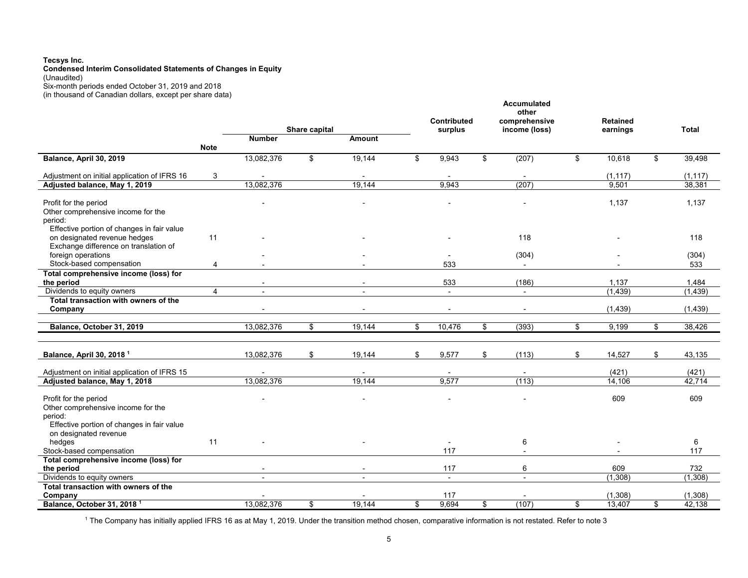**Tecsys Inc.**
**Condensed Interim Consolidated Statements of Changes in Equity**
(Unaudited)
Six-month periods ended October 31, 2019 and 2018
(in thousand of Canadian dollars, except per share data)

| | Note | Share capital | | Contributed surplus | Accumulated other comprehensive income (loss) | Retained earnings | Total |
|---|---|---|---|---|---|---|---|
| | | Number | Amount | | | | |
| **Balance, April 30, 2019** | | 13,082,376 | $ 19,144 | $ 9,943 | $ (207) | $ 10,618 | $ 39,498 |
| Adjustment on initial application of IFRS 16 | 3 | - | - | - | - | (1,117) | (1,117) |
| **Adjusted balance, May 1, 2019** | | 13,082,376 | 19,144 | 9,943 | (207) | 9,501 | 38,381 |
| Profit for the period | | - | - | - | - | 1,137 | 1,137 |
| Other comprehensive income for the period: | | | | | | | |
| Effective portion of changes in fair value on designated revenue hedges | 11 | - | - | - | 118 | - | 118 |
| Exchange difference on translation of foreign operations | | - | - | - | (304) | - | (304) |
| Stock-based compensation | 4 | - | - | 533 | - | - | 533 |
| **Total comprehensive income (loss) for the period** | | - | - | 533 | (186) | 1,137 | 1,484 |
| Dividends to equity owners | 4 | - | - | - | - | (1,439) | (1,439) |
| **Total transaction with owners of the Company** | | - | - | - | - | (1,439) | (1,439) |
| **Balance, October 31, 2019** | | 13,082,376 | $ 19,144 | $ 10,476 | $ (393) | $ 9,199 | $ 38,426 |
| | | | | | | | |
| **Balance, April 30, 2018** [1] | | 13,082,376 | $ 19,144 | $ 9,577 | $ (113) | $ 14,527 | $ 43,135 |
| Adjustment on initial application of IFRS 15 | | - | - | - | - | (421) | (421) |
| **Adjusted balance, May 1, 2018** | | 13,082,376 | 19,144 | 9,577 | (113) | 14,106 | 42,714 |
| Profit for the period | | - | - | - | - | 609 | 609 |
| Other comprehensive income for the period: | | | | | | | |
| Effective portion of changes in fair value on designated revenue hedges | 11 | - | - | - | 6 | - | 6 |
| Stock-based compensation | | | | 117 | - | - | 117 |
| **Total comprehensive income (loss) for the period** | | - | - | 117 | 6 | 609 | 732 |
| Dividends to equity owners | | - | - | - | - | (1,308) | (1,308) |
| **Total transaction with owners of the Company** | | - | - | 117 | - | (1,308) | (1,308) |
| **Balance, October 31, 2018** [1] | | 13,082,376 | $ 19,144 | $ 9,694 | $ (107) | $ 13,407 | $ 42,138 |

[1] The Company has initially applied IFRS 16 as at May 1, 2019. Under the transition method chosen, comparative information is not restated. Refer to note 3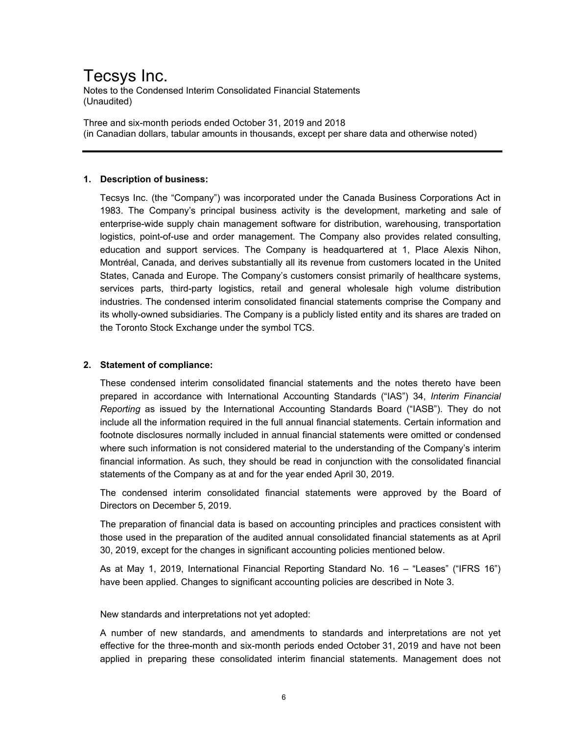# Tecsys Inc.

Notes to the Condensed Interim Consolidated Financial Statements
(Unaudited)

Three and six-month periods ended October 31, 2019 and 2018
(in Canadian dollars, tabular amounts in thousands, except per share data and otherwise noted)

## 1. Description of business:

Tecsys Inc. (the "Company") was incorporated under the Canada Business Corporations Act in 1983. The Company's principal business activity is the development, marketing and sale of enterprise-wide supply chain management software for distribution, warehousing, transportation logistics, point-of-use and order management. The Company also provides related consulting, education and support services. The Company is headquartered at 1, Place Alexis Nihon, Montréal, Canada, and derives substantially all its revenue from customers located in the United States, Canada and Europe. The Company's customers consist primarily of healthcare systems, services parts, third-party logistics, retail and general wholesale high volume distribution industries. The condensed interim consolidated financial statements comprise the Company and its wholly-owned subsidiaries. The Company is a publicly listed entity and its shares are traded on the Toronto Stock Exchange under the symbol TCS.

## 2. Statement of compliance:

These condensed interim consolidated financial statements and the notes thereto have been prepared in accordance with International Accounting Standards ("IAS") 34, *Interim Financial Reporting* as issued by the International Accounting Standards Board ("IASB"). They do not include all the information required in the full annual financial statements. Certain information and footnote disclosures normally included in annual financial statements were omitted or condensed where such information is not considered material to the understanding of the Company's interim financial information. As such, they should be read in conjunction with the consolidated financial statements of the Company as at and for the year ended April 30, 2019.

The condensed interim consolidated financial statements were approved by the Board of Directors on December 5, 2019.

The preparation of financial data is based on accounting principles and practices consistent with those used in the preparation of the audited annual consolidated financial statements as at April 30, 2019, except for the changes in significant accounting policies mentioned below.

As at May 1, 2019, International Financial Reporting Standard No. 16 – "Leases" ("IFRS 16") have been applied. Changes to significant accounting policies are described in Note 3.

New standards and interpretations not yet adopted:

A number of new standards, and amendments to standards and interpretations are not yet effective for the three-month and six-month periods ended October 31, 2019 and have not been applied in preparing these consolidated interim financial statements. Management does not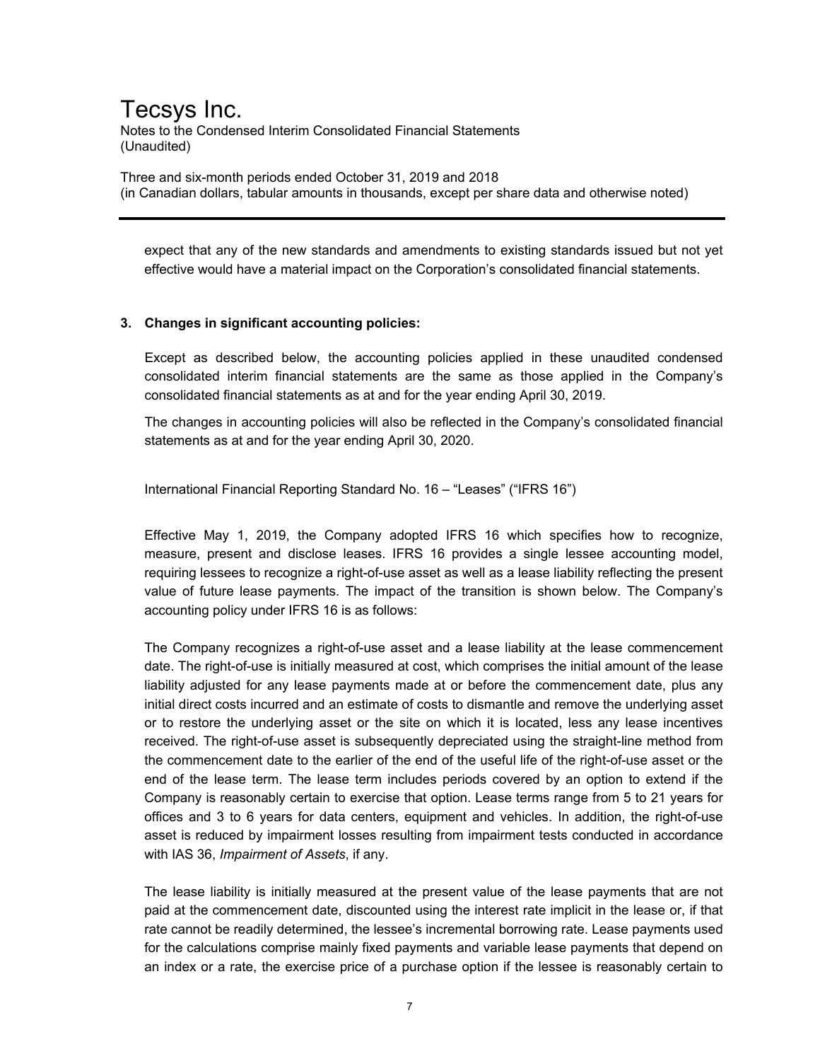expect that any of the new standards and amendments to existing standards issued but not yet effective would have a material impact on the Corporation's consolidated financial statements.

## 3. Changes in significant accounting policies:

Except as described below, the accounting policies applied in these unaudited condensed consolidated interim financial statements are the same as those applied in the Company's consolidated financial statements as at and for the year ending April 30, 2019.

The changes in accounting policies will also be reflected in the Company's consolidated financial statements as at and for the year ending April 30, 2020.

International Financial Reporting Standard No. 16 – "Leases" ("IFRS 16")

Effective May 1, 2019, the Company adopted IFRS 16 which specifies how to recognize, measure, present and disclose leases. IFRS 16 provides a single lessee accounting model, requiring lessees to recognize a right-of-use asset as well as a lease liability reflecting the present value of future lease payments. The impact of the transition is shown below. The Company's accounting policy under IFRS 16 is as follows:

The Company recognizes a right-of-use asset and a lease liability at the lease commencement date. The right-of-use is initially measured at cost, which comprises the initial amount of the lease liability adjusted for any lease payments made at or before the commencement date, plus any initial direct costs incurred and an estimate of costs to dismantle and remove the underlying asset or to restore the underlying asset or the site on which it is located, less any lease incentives received. The right-of-use asset is subsequently depreciated using the straight-line method from the commencement date to the earlier of the end of the useful life of the right-of-use asset or the end of the lease term. The lease term includes periods covered by an option to extend if the Company is reasonably certain to exercise that option. Lease terms range from 5 to 21 years for offices and 3 to 6 years for data centers, equipment and vehicles. In addition, the right-of-use asset is reduced by impairment losses resulting from impairment tests conducted in accordance with IAS 36, *Impairment of Assets*, if any.

The lease liability is initially measured at the present value of the lease payments that are not paid at the commencement date, discounted using the interest rate implicit in the lease or, if that rate cannot be readily determined, the lessee's incremental borrowing rate. Lease payments used for the calculations comprise mainly fixed payments and variable lease payments that depend on an index or a rate, the exercise price of a purchase option if the lessee is reasonably certain to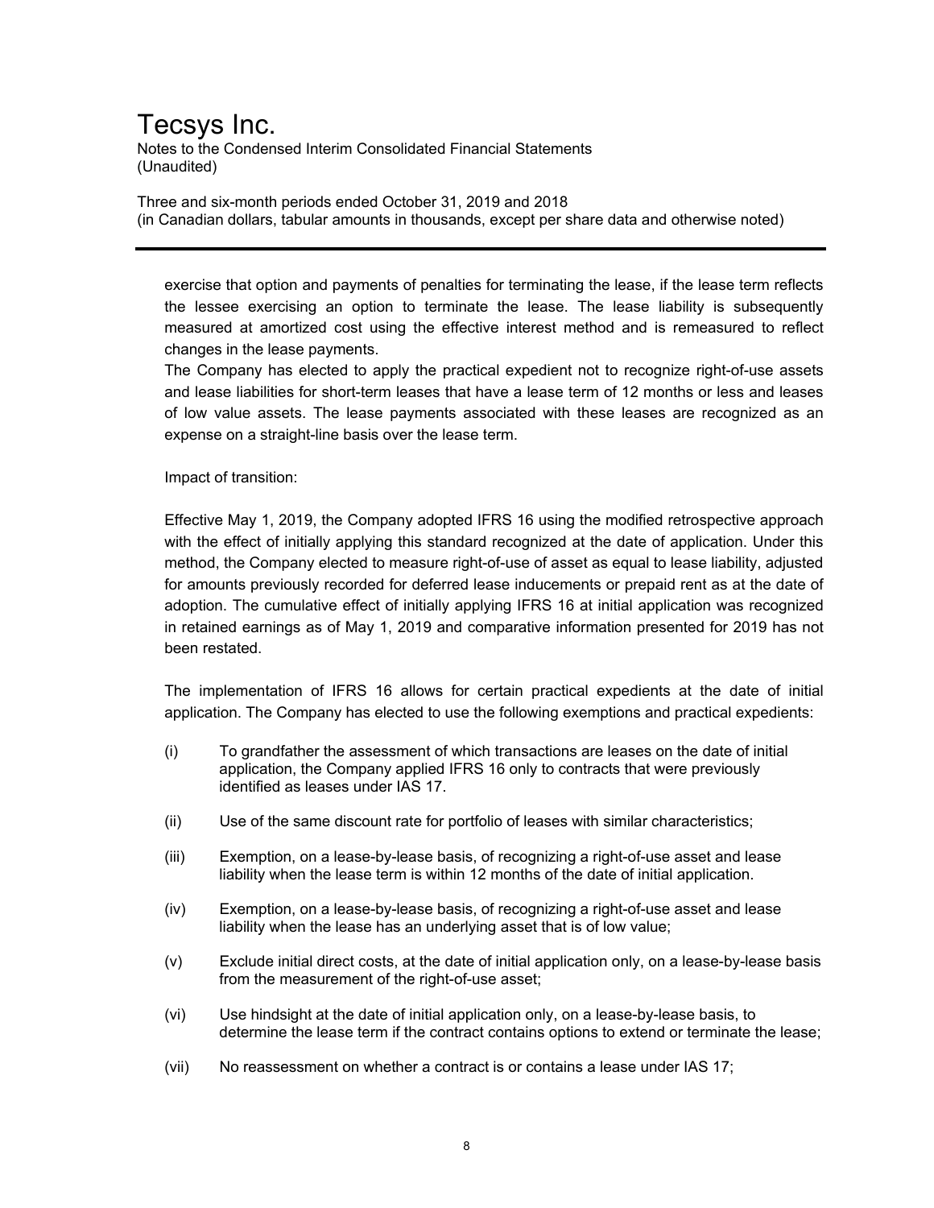exercise that option and payments of penalties for terminating the lease, if the lease term reflects the lessee exercising an option to terminate the lease. The lease liability is subsequently measured at amortized cost using the effective interest method and is remeasured to reflect changes in the lease payments.

The Company has elected to apply the practical expedient not to recognize right-of-use assets and lease liabilities for short-term leases that have a lease term of 12 months or less and leases of low value assets. The lease payments associated with these leases are recognized as an expense on a straight-line basis over the lease term.

Impact of transition:

Effective May 1, 2019, the Company adopted IFRS 16 using the modified retrospective approach with the effect of initially applying this standard recognized at the date of application. Under this method, the Company elected to measure right-of-use of asset as equal to lease liability, adjusted for amounts previously recorded for deferred lease inducements or prepaid rent as at the date of adoption. The cumulative effect of initially applying IFRS 16 at initial application was recognized in retained earnings as of May 1, 2019 and comparative information presented for 2019 has not been restated.

The implementation of IFRS 16 allows for certain practical expedients at the date of initial application. The Company has elected to use the following exemptions and practical expedients:

(i) To grandfather the assessment of which transactions are leases on the date of initial application, the Company applied IFRS 16 only to contracts that were previously identified as leases under IAS 17.

(ii) Use of the same discount rate for portfolio of leases with similar characteristics;

(iii) Exemption, on a lease-by-lease basis, of recognizing a right-of-use asset and lease liability when the lease term is within 12 months of the date of initial application.

(iv) Exemption, on a lease-by-lease basis, of recognizing a right-of-use asset and lease liability when the lease has an underlying asset that is of low value;

(v) Exclude initial direct costs, at the date of initial application only, on a lease-by-lease basis from the measurement of the right-of-use asset;

(vi) Use hindsight at the date of initial application only, on a lease-by-lease basis, to determine the lease term if the contract contains options to extend or terminate the lease;

(vii) No reassessment on whether a contract is or contains a lease under IAS 17;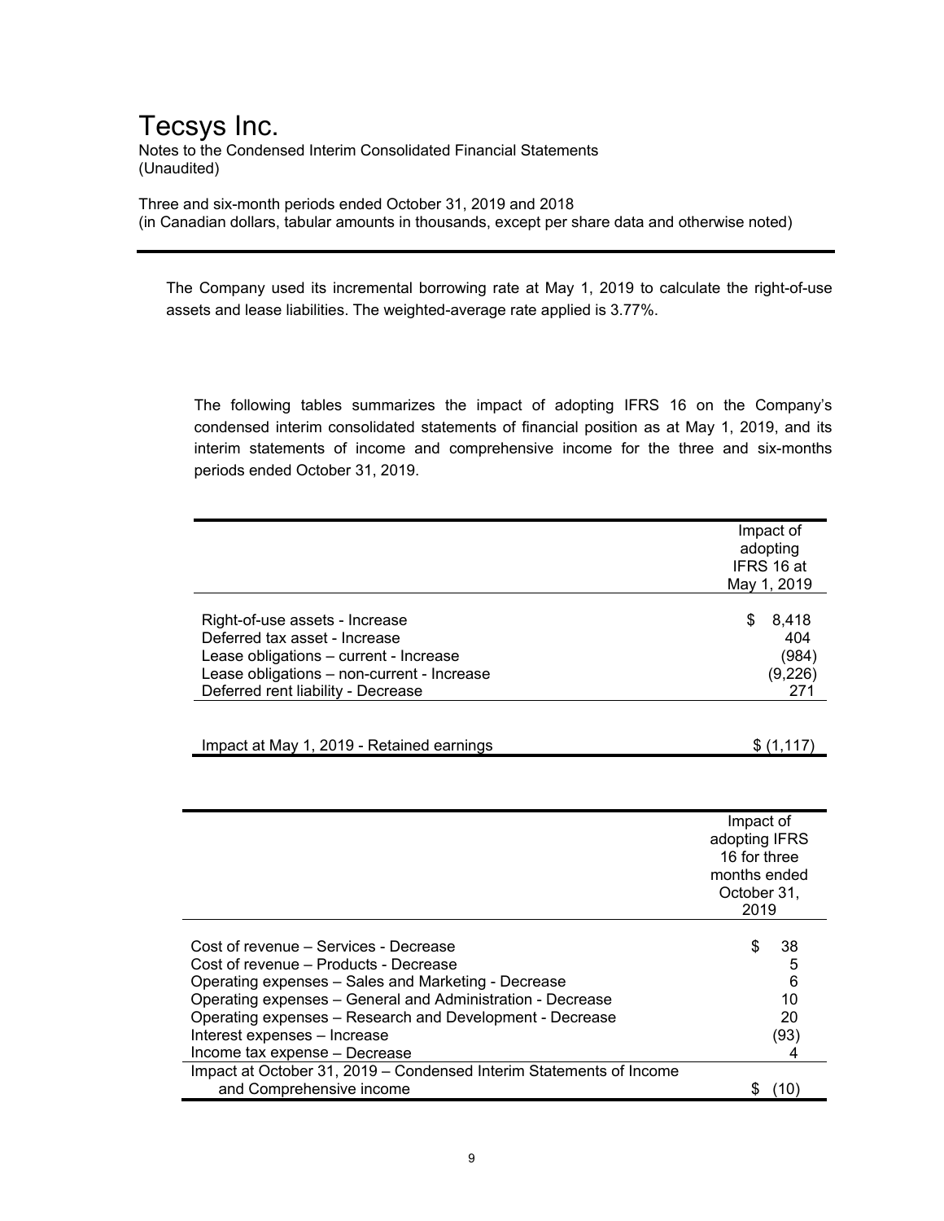The Company used its incremental borrowing rate at May 1, 2019 to calculate the right-of-use assets and lease liabilities. The weighted-average rate applied is 3.77%.

The following tables summarizes the impact of adopting IFRS 16 on the Company's condensed interim consolidated statements of financial position as at May 1, 2019, and its interim statements of income and comprehensive income for the three and six-months periods ended October 31, 2019.

| | Impact of adopting IFRS 16 at May 1, 2019 |
|---|---|
| Right-of-use assets - Increase | $ 8,418 |
| Deferred tax asset - Increase | 404 |
| Lease obligations – current - Increase | (984) |
| Lease obligations – non-current - Increase | (9,226) |
| Deferred rent liability - Decrease | 271 |
| Impact at May 1, 2019 - Retained earnings | $ (1,117) |

| | Impact of adopting IFRS 16 for three months ended October 31, 2019 |
|---|---|
| Cost of revenue – Services - Decrease | $ 38 |
| Cost of revenue – Products - Decrease | 5 |
| Operating expenses – Sales and Marketing - Decrease | 6 |
| Operating expenses – General and Administration - Decrease | 10 |
| Operating expenses – Research and Development - Decrease | 20 |
| Interest expenses – Increase | (93) |
| Income tax expense – Decrease | 4 |
| Impact at October 31, 2019 – Condensed Interim Statements of Income and Comprehensive income | $ (10) |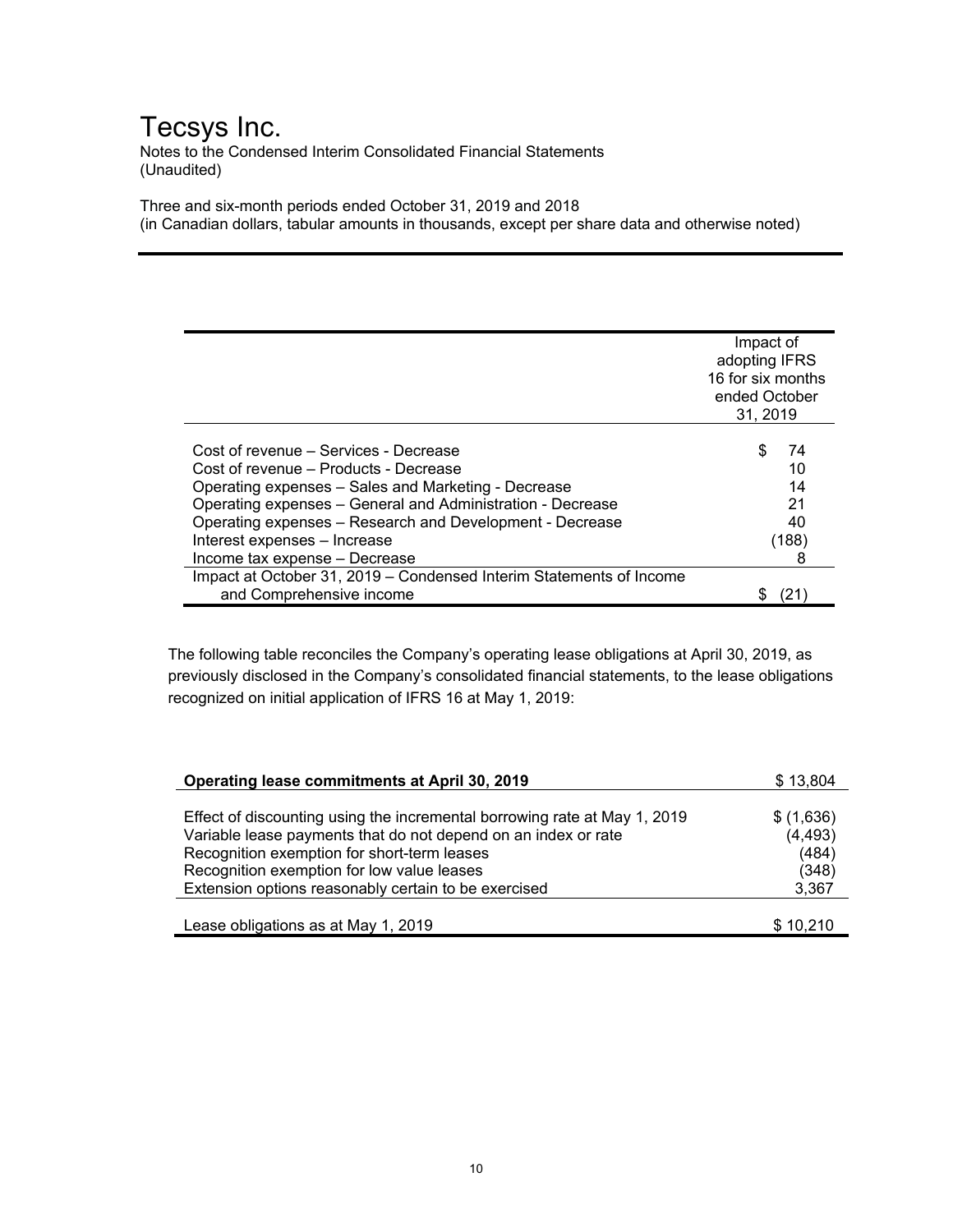| | Impact of adopting IFRS 16 for six months ended October 31, 2019 |
|---|---|
| Cost of revenue – Services - Decrease | $ 74 |
| Cost of revenue – Products - Decrease | 10 |
| Operating expenses – Sales and Marketing - Decrease | 14 |
| Operating expenses – General and Administration - Decrease | 21 |
| Operating expenses – Research and Development - Decrease | 40 |
| Interest expenses – Increase | (188) |
| Income tax expense – Decrease | 8 |
| Impact at October 31, 2019 – Condensed Interim Statements of Income and Comprehensive income | $ (21) |

The following table reconciles the Company's operating lease obligations at April 30, 2019, as previously disclosed in the Company's consolidated financial statements, to the lease obligations recognized on initial application of IFRS 16 at May 1, 2019:

| **Operating lease commitments at April 30, 2019** | $ 13,804 |
|---|---|
| Effect of discounting using the incremental borrowing rate at May 1, 2019 | $ (1,636) |
| Variable lease payments that do not depend on an index or rate | (4,493) |
| Recognition exemption for short-term leases | (484) |
| Recognition exemption for low value leases | (348) |
| Extension options reasonably certain to be exercised | 3,367 |
| Lease obligations as at May 1, 2019 | $ 10,210 |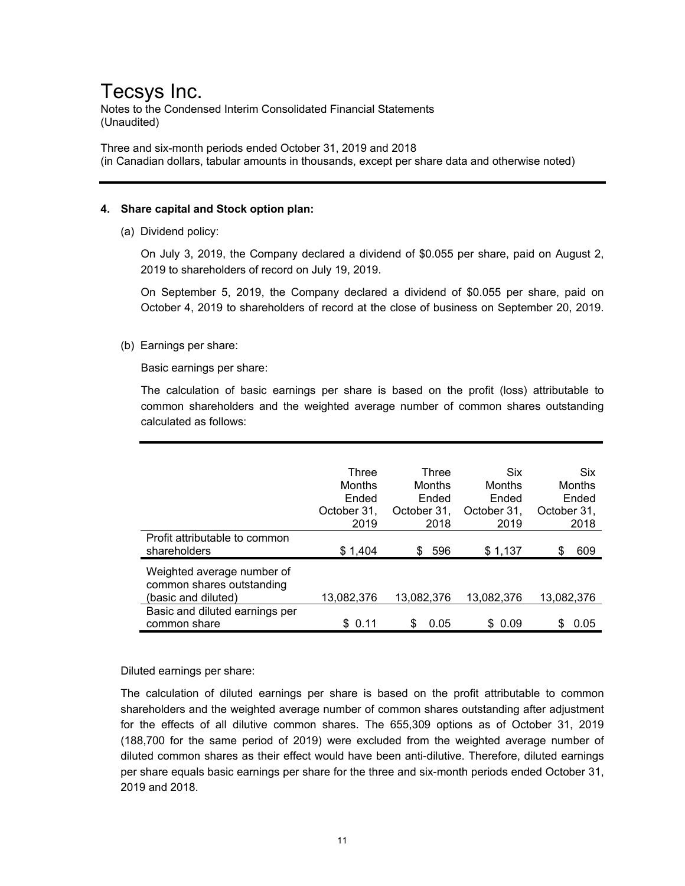# Tecsys Inc.

Notes to the Condensed Interim Consolidated Financial Statements
(Unaudited)

Three and six-month periods ended October 31, 2019 and 2018
(in Canadian dollars, tabular amounts in thousands, except per share data and otherwise noted)

**4. Share capital and Stock option plan:**

(a) Dividend policy:

On July 3, 2019, the Company declared a dividend of $0.055 per share, paid on August 2, 2019 to shareholders of record on July 19, 2019.

On September 5, 2019, the Company declared a dividend of $0.055 per share, paid on October 4, 2019 to shareholders of record at the close of business on September 20, 2019.

(b) Earnings per share:

Basic earnings per share:

The calculation of basic earnings per share is based on the profit (loss) attributable to common shareholders and the weighted average number of common shares outstanding calculated as follows:

| | Three Months Ended October 31, 2019 | Three Months Ended October 31, 2018 | Six Months Ended October 31, 2019 | Six Months Ended October 31, 2018 |
|---|---|---|---|---|
| Profit attributable to common shareholders | $ 1,404 | $ 596 | $ 1,137 | $ 609 |
| Weighted average number of common shares outstanding (basic and diluted) | 13,082,376 | 13,082,376 | 13,082,376 | 13,082,376 |
| Basic and diluted earnings per common share | $ 0.11 | $ 0.05 | $ 0.09 | $ 0.05 |

Diluted earnings per share:

The calculation of diluted earnings per share is based on the profit attributable to common shareholders and the weighted average number of common shares outstanding after adjustment for the effects of all dilutive common shares. The 655,309 options as of October 31, 2019 (188,700 for the same period of 2019) were excluded from the weighted average number of diluted common shares as their effect would have been anti-dilutive. Therefore, diluted earnings per share equals basic earnings per share for the three and six-month periods ended October 31, 2019 and 2018.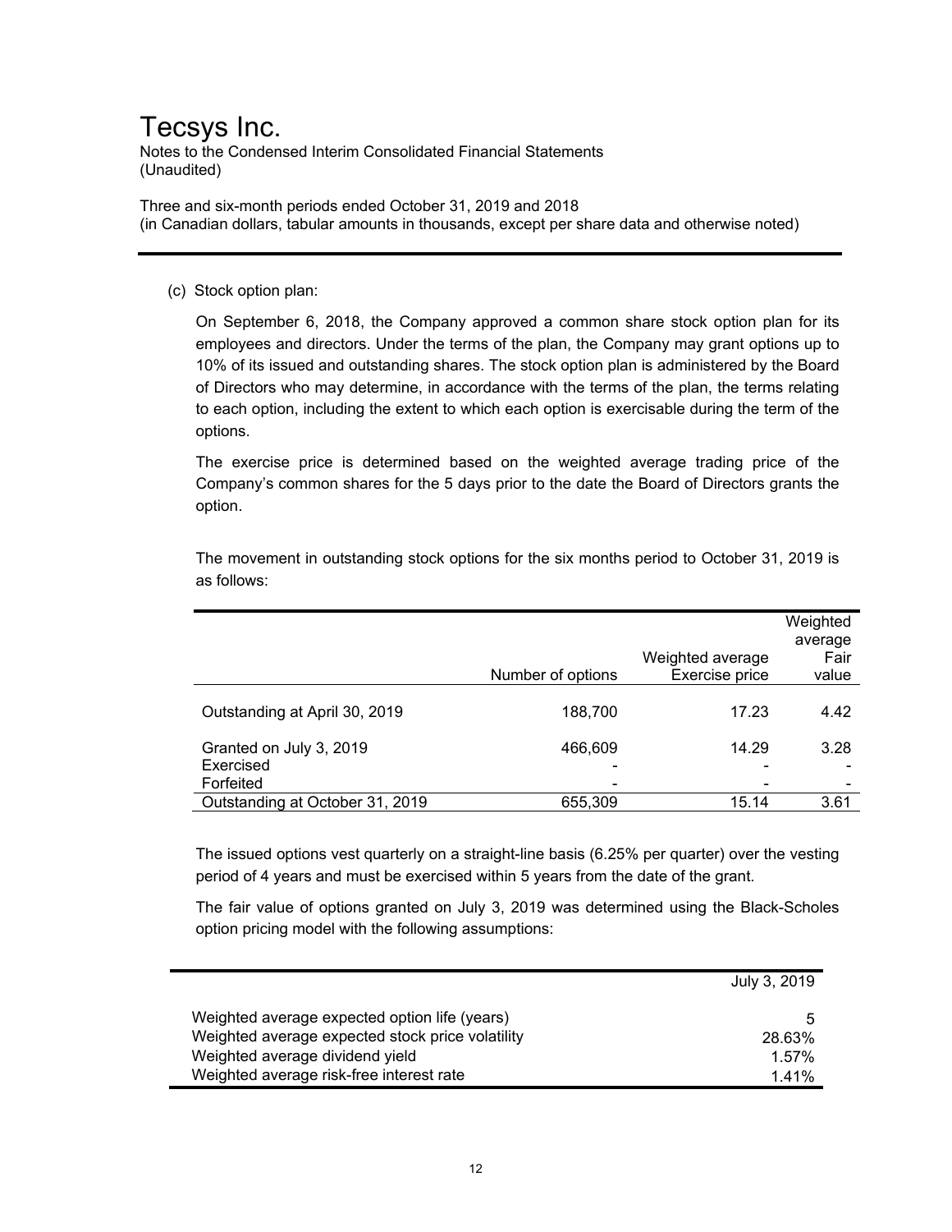# Tecsys Inc.

Notes to the Condensed Interim Consolidated Financial Statements
(Unaudited)

Three and six-month periods ended October 31, 2019 and 2018
(in Canadian dollars, tabular amounts in thousands, except per share data and otherwise noted)

(c) Stock option plan:

On September 6, 2018, the Company approved a common share stock option plan for its employees and directors. Under the terms of the plan, the Company may grant options up to 10% of its issued and outstanding shares. The stock option plan is administered by the Board of Directors who may determine, in accordance with the terms of the plan, the terms relating to each option, including the extent to which each option is exercisable during the term of the options.

The exercise price is determined based on the weighted average trading price of the Company's common shares for the 5 days prior to the date the Board of Directors grants the option.

The movement in outstanding stock options for the six months period to October 31, 2019 is as follows:

| | Number of options | Weighted average Exercise price | Weighted average Fair value |
|---|---|---|---|
| Outstanding at April 30, 2019 | 188,700 | 17.23 | 4.42 |
| Granted on July 3, 2019 | 466,609 | 14.29 | 3.28 |
| Exercised | - | - | - |
| Forfeited | - | - | - |
| Outstanding at October 31, 2019 | 655,309 | 15.14 | 3.61 |

The issued options vest quarterly on a straight-line basis (6.25% per quarter) over the vesting period of 4 years and must be exercised within 5 years from the date of the grant.

The fair value of options granted on July 3, 2019 was determined using the Black-Scholes option pricing model with the following assumptions:

| | July 3, 2019 |
|---|---|
| Weighted average expected option life (years) | 5 |
| Weighted average expected stock price volatility | 28.63% |
| Weighted average dividend yield | 1.57% |
| Weighted average risk-free interest rate | 1.41% |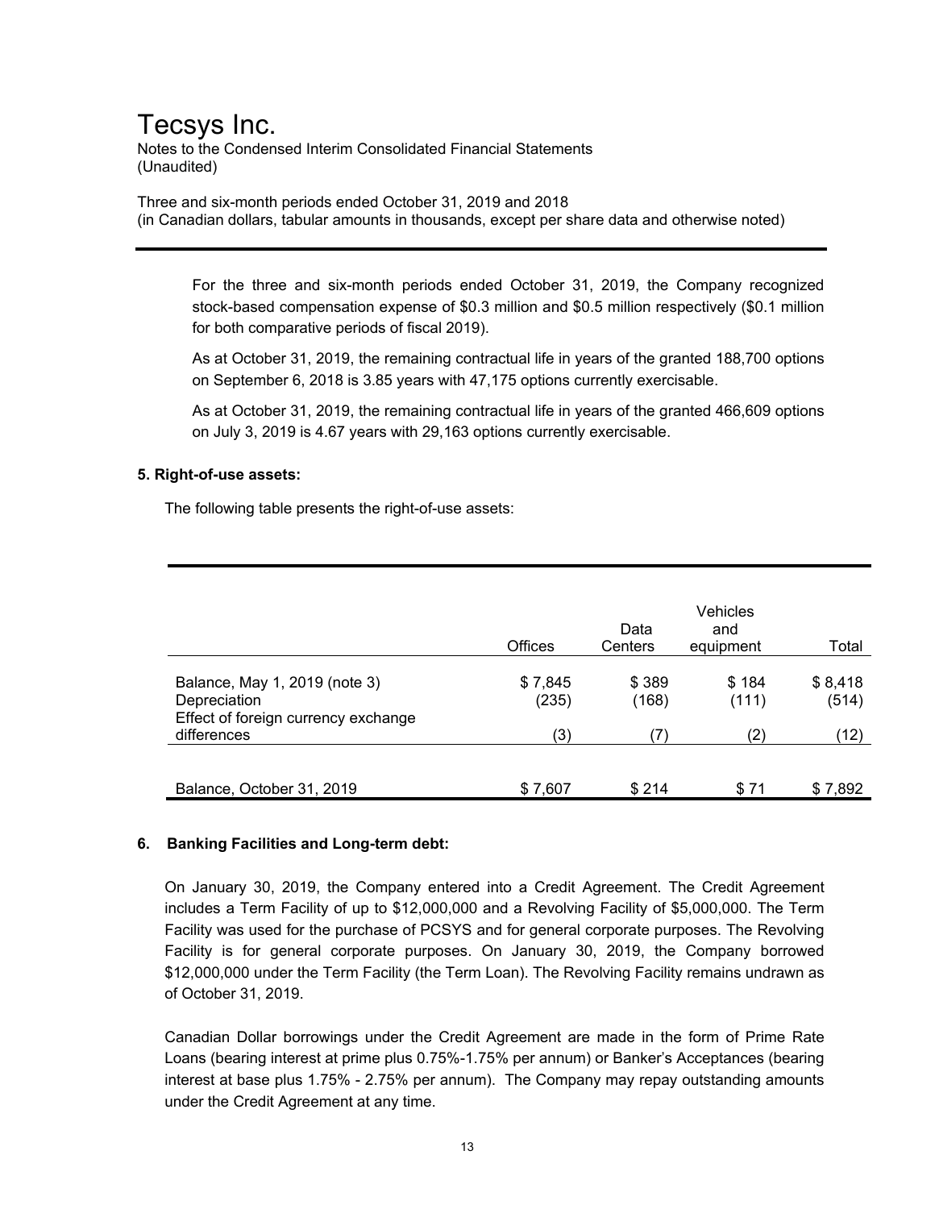For the three and six-month periods ended October 31, 2019, the Company recognized stock-based compensation expense of $0.3 million and $0.5 million respectively ($0.1 million for both comparative periods of fiscal 2019).

As at October 31, 2019, the remaining contractual life in years of the granted 188,700 options on September 6, 2018 is 3.85 years with 47,175 options currently exercisable.

As at October 31, 2019, the remaining contractual life in years of the granted 466,609 options on July 3, 2019 is 4.67 years with 29,163 options currently exercisable.

**5. Right-of-use assets:**

The following table presents the right-of-use assets:

| | Offices | Data Centers | Vehicles and equipment | Total |
|---|---|---|---|---|
| Balance, May 1, 2019 (note 3) | $ 7,845 | $ 389 | $ 184 | $ 8,418 |
| Depreciation | (235) | (168) | (111) | (514) |
| Effect of foreign currency exchange differences | (3) | (7) | (2) | (12) |
| Balance, October 31, 2019 | $ 7,607 | $ 214 | $ 71 | $ 7,892 |

**6. Banking Facilities and Long-term debt:**

On January 30, 2019, the Company entered into a Credit Agreement. The Credit Agreement includes a Term Facility of up to $12,000,000 and a Revolving Facility of $5,000,000. The Term Facility was used for the purchase of PCSYS and for general corporate purposes. The Revolving Facility is for general corporate purposes. On January 30, 2019, the Company borrowed $12,000,000 under the Term Facility (the Term Loan). The Revolving Facility remains undrawn as of October 31, 2019.

Canadian Dollar borrowings under the Credit Agreement are made in the form of Prime Rate Loans (bearing interest at prime plus 0.75%-1.75% per annum) or Banker's Acceptances (bearing interest at base plus 1.75% - 2.75% per annum). The Company may repay outstanding amounts under the Credit Agreement at any time.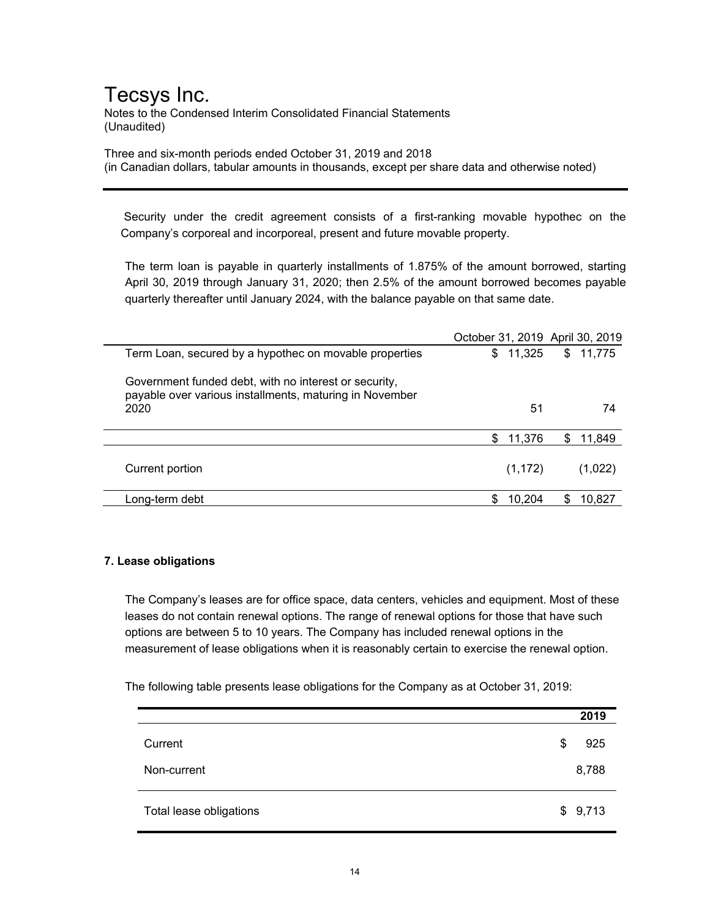Security under the credit agreement consists of a first-ranking movable hypothec on the Company's corporeal and incorporeal, present and future movable property.

The term loan is payable in quarterly installments of 1.875% of the amount borrowed, starting April 30, 2019 through January 31, 2020; then 2.5% of the amount borrowed becomes payable quarterly thereafter until January 2024, with the balance payable on that same date.

| | October 31, 2019 | April 30, 2019 |
|---|---|---|
| Term Loan, secured by a hypothec on movable properties | $ 11,325 | $ 11,775 |
| Government funded debt, with no interest or security, payable over various installments, maturing in November 2020 | 51 | 74 |
| | $ 11,376 | $ 11,849 |
| Current portion | (1,172) | (1,022) |
| Long-term debt | $ 10,204 | $ 10,827 |

**7. Lease obligations**

The Company's leases are for office space, data centers, vehicles and equipment. Most of these leases do not contain renewal options. The range of renewal options for those that have such options are between 5 to 10 years. The Company has included renewal options in the measurement of lease obligations when it is reasonably certain to exercise the renewal option.

The following table presents lease obligations for the Company as at October 31, 2019:

| | 2019 |
|---|---|
| Current | $ 925 |
| Non-current | 8,788 |
| Total lease obligations | $ 9,713 |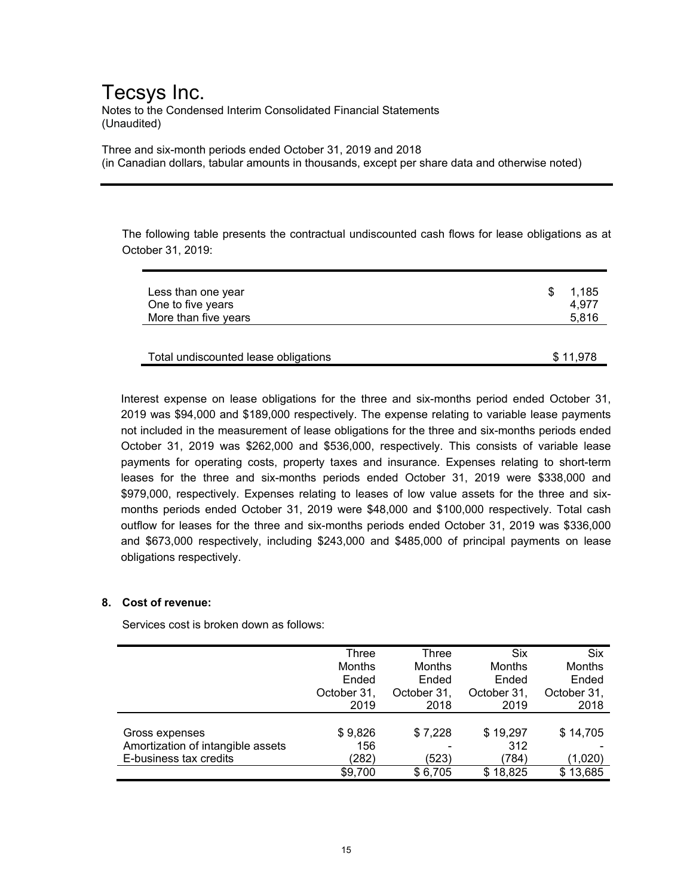The following table presents the contractual undiscounted cash flows for lease obligations as at October 31, 2019:

| | |
|---|---|
| Less than one year | $ 1,185 |
| One to five years | 4,977 |
| More than five years | 5,816 |
| Total undiscounted lease obligations | $ 11,978 |

Interest expense on lease obligations for the three and six-months period ended October 31, 2019 was $94,000 and $189,000 respectively. The expense relating to variable lease payments not included in the measurement of lease obligations for the three and six-months periods ended October 31, 2019 was $262,000 and $536,000, respectively. This consists of variable lease payments for operating costs, property taxes and insurance. Expenses relating to short-term leases for the three and six-months periods ended October 31, 2019 were $338,000 and $979,000, respectively. Expenses relating to leases of low value assets for the three and six-months periods ended October 31, 2019 were $48,000 and $100,000 respectively. Total cash outflow for leases for the three and six-months periods ended October 31, 2019 was $336,000 and $673,000 respectively, including $243,000 and $485,000 of principal payments on lease obligations respectively.

**8. Cost of revenue:**

Services cost is broken down as follows:

| | Three Months Ended October 31, 2019 | Three Months Ended October 31, 2018 | Six Months Ended October 31, 2019 | Six Months Ended October 31, 2018 |
|---|---|---|---|---|
| Gross expenses | $ 9,826 | $ 7,228 | $ 19,297 | $ 14,705 |
| Amortization of intangible assets | 156 | - | 312 | - |
| E-business tax credits | (282) | (523) | (784) | (1,020) |
| | $9,700 | $ 6,705 | $ 18,825 | $ 13,685 |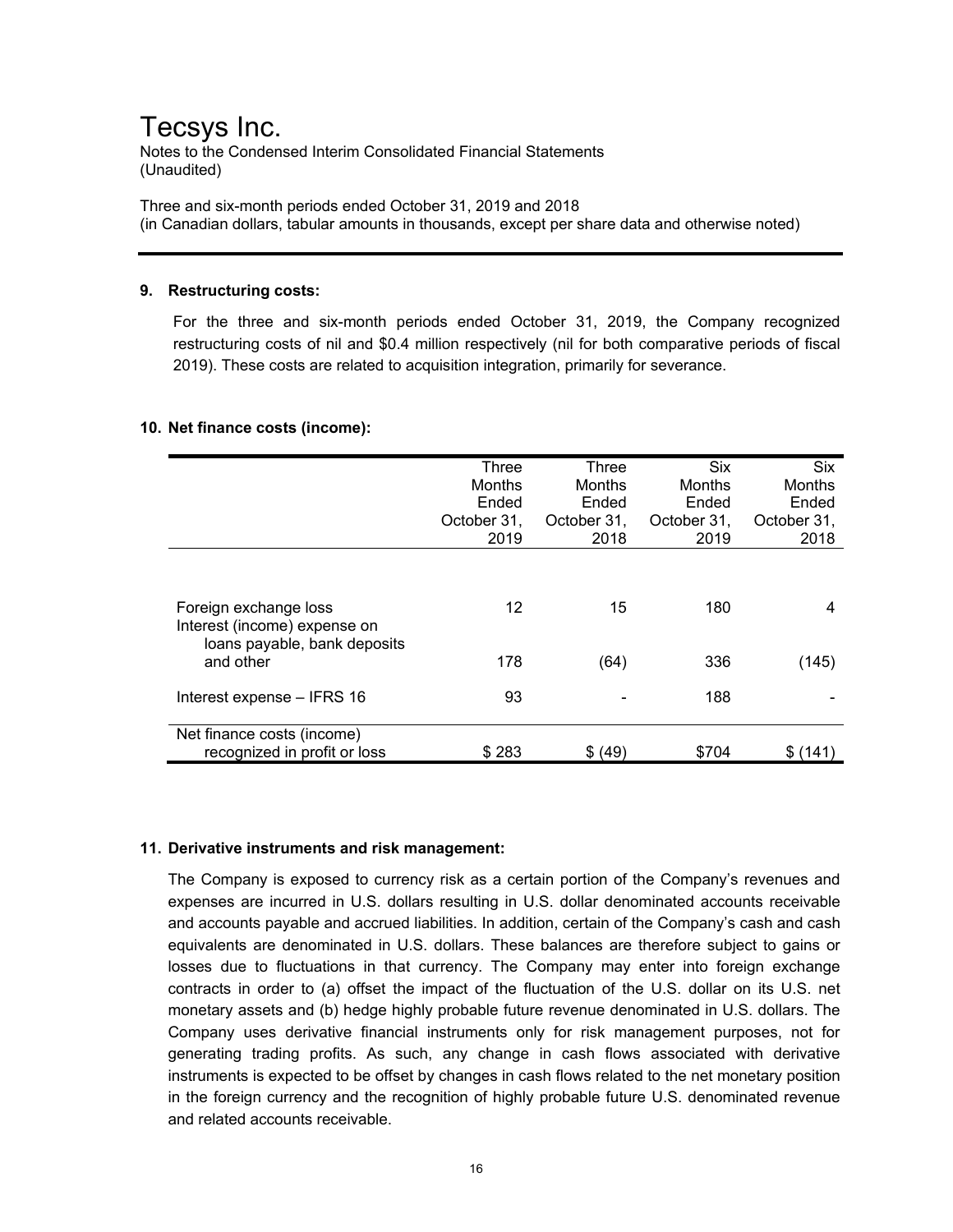# Tecsys Inc.

Notes to the Condensed Interim Consolidated Financial Statements
(Unaudited)

Three and six-month periods ended October 31, 2019 and 2018
(in Canadian dollars, tabular amounts in thousands, except per share data and otherwise noted)

## 9. Restructuring costs:

For the three and six-month periods ended October 31, 2019, the Company recognized restructuring costs of nil and $0.4 million respectively (nil for both comparative periods of fiscal 2019). These costs are related to acquisition integration, primarily for severance.

## 10. Net finance costs (income):

| | Three Months Ended October 31, 2019 | Three Months Ended October 31, 2018 | Six Months Ended October 31, 2019 | Six Months Ended October 31, 2018 |
|---|---|---|---|---|
| Foreign exchange loss | 12 | 15 | 180 | 4 |
| Interest (income) expense on loans payable, bank deposits and other | 178 | (64) | 336 | (145) |
| Interest expense – IFRS 16 | 93 | - | 188 | - |
| Net finance costs (income) recognized in profit or loss | $ 283 | $ (49) | $704 | $ (141) |

## 11. Derivative instruments and risk management:

The Company is exposed to currency risk as a certain portion of the Company's revenues and expenses are incurred in U.S. dollars resulting in U.S. dollar denominated accounts receivable and accounts payable and accrued liabilities. In addition, certain of the Company's cash and cash equivalents are denominated in U.S. dollars. These balances are therefore subject to gains or losses due to fluctuations in that currency. The Company may enter into foreign exchange contracts in order to (a) offset the impact of the fluctuation of the U.S. dollar on its U.S. net monetary assets and (b) hedge highly probable future revenue denominated in U.S. dollars. The Company uses derivative financial instruments only for risk management purposes, not for generating trading profits. As such, any change in cash flows associated with derivative instruments is expected to be offset by changes in cash flows related to the net monetary position in the foreign currency and the recognition of highly probable future U.S. denominated revenue and related accounts receivable.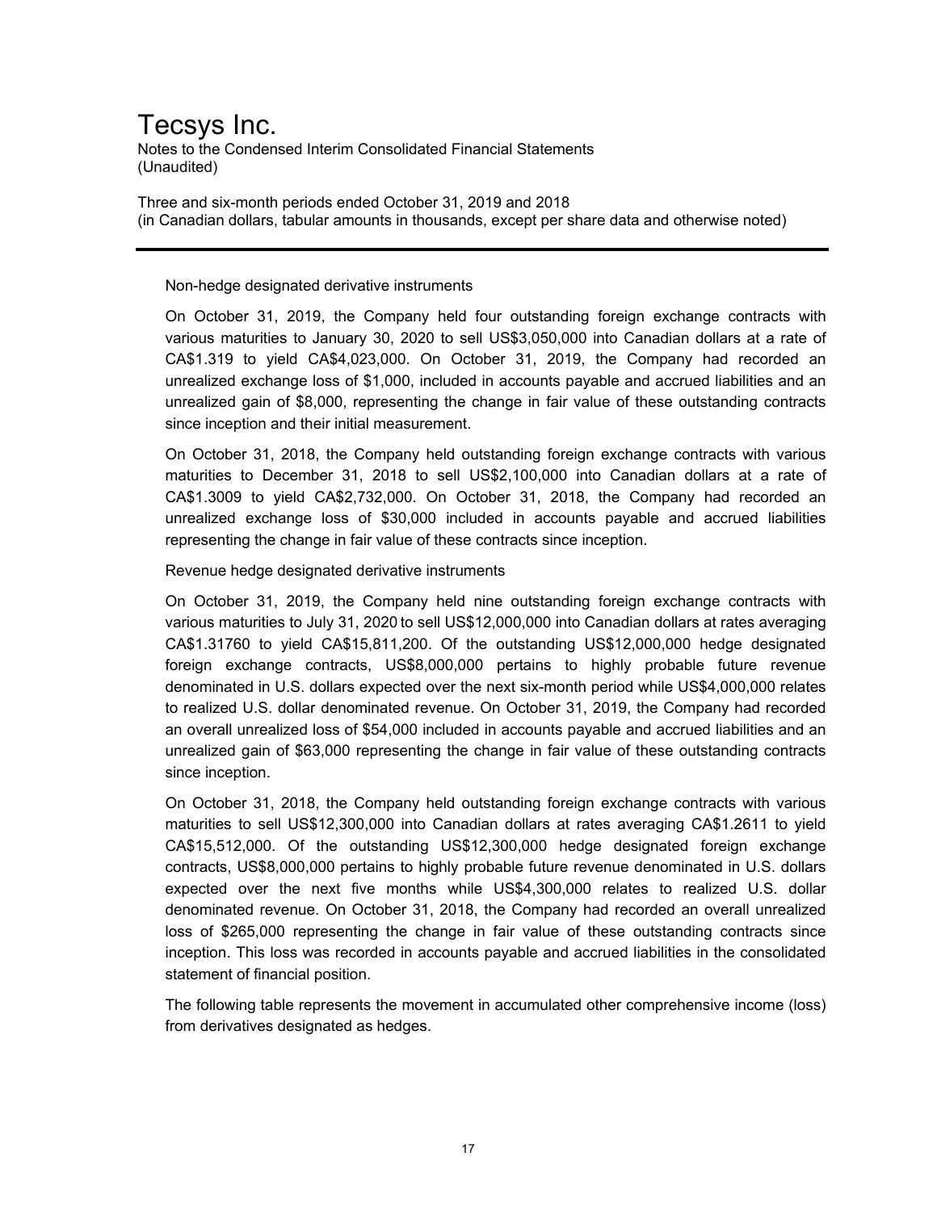Non-hedge designated derivative instruments

On October 31, 2019, the Company held four outstanding foreign exchange contracts with various maturities to January 30, 2020 to sell US$3,050,000 into Canadian dollars at a rate of CA$1.319 to yield CA$4,023,000. On October 31, 2019, the Company had recorded an unrealized exchange loss of $1,000, included in accounts payable and accrued liabilities and an unrealized gain of $8,000, representing the change in fair value of these outstanding contracts since inception and their initial measurement.

On October 31, 2018, the Company held outstanding foreign exchange contracts with various maturities to December 31, 2018 to sell US$2,100,000 into Canadian dollars at a rate of CA$1.3009 to yield CA$2,732,000. On October 31, 2018, the Company had recorded an unrealized exchange loss of $30,000 included in accounts payable and accrued liabilities representing the change in fair value of these contracts since inception.

Revenue hedge designated derivative instruments

On October 31, 2019, the Company held nine outstanding foreign exchange contracts with various maturities to July 31, 2020 to sell US$12,000,000 into Canadian dollars at rates averaging CA$1.31760 to yield CA$15,811,200. Of the outstanding US$12,000,000 hedge designated foreign exchange contracts, US$8,000,000 pertains to highly probable future revenue denominated in U.S. dollars expected over the next six-month period while US$4,000,000 relates to realized U.S. dollar denominated revenue. On October 31, 2019, the Company had recorded an overall unrealized loss of $54,000 included in accounts payable and accrued liabilities and an unrealized gain of $63,000 representing the change in fair value of these outstanding contracts since inception.

On October 31, 2018, the Company held outstanding foreign exchange contracts with various maturities to sell US$12,300,000 into Canadian dollars at rates averaging CA$1.2611 to yield CA$15,512,000. Of the outstanding US$12,300,000 hedge designated foreign exchange contracts, US$8,000,000 pertains to highly probable future revenue denominated in U.S. dollars expected over the next five months while US$4,300,000 relates to realized U.S. dollar denominated revenue. On October 31, 2018, the Company had recorded an overall unrealized loss of $265,000 representing the change in fair value of these outstanding contracts since inception. This loss was recorded in accounts payable and accrued liabilities in the consolidated statement of financial position.

The following table represents the movement in accumulated other comprehensive income (loss) from derivatives designated as hedges.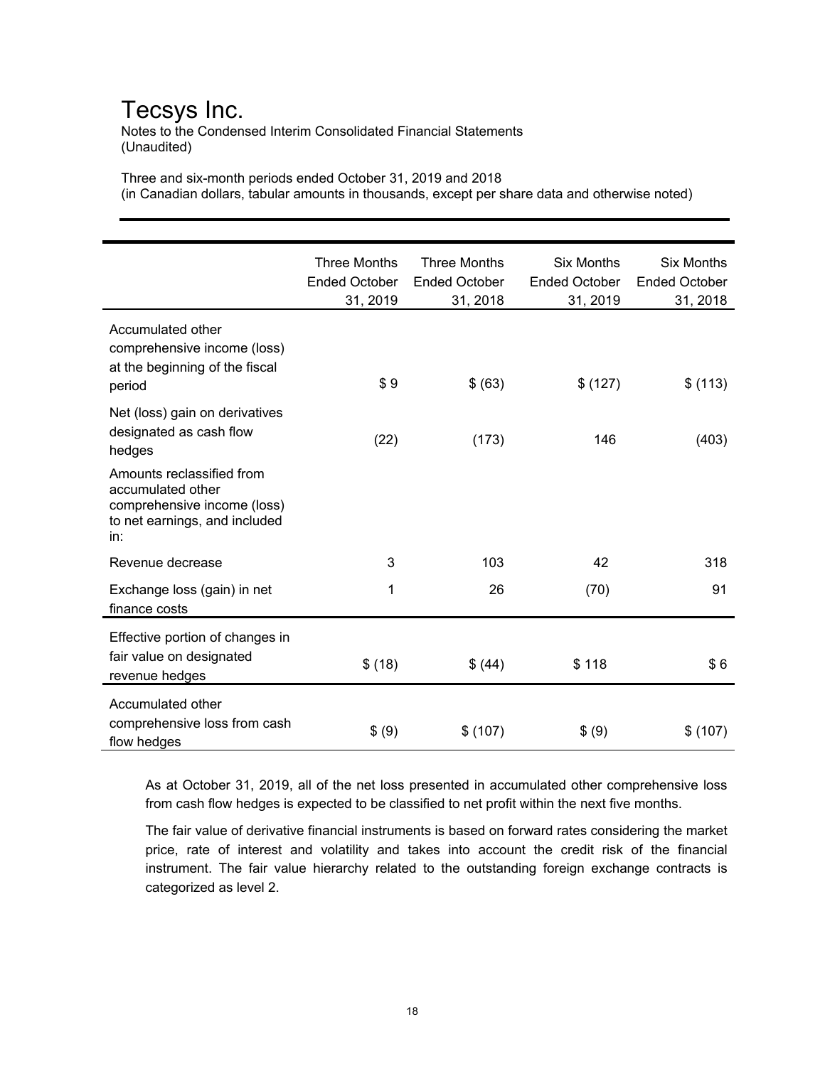| | Three Months Ended October 31, 2019 | Three Months Ended October 31, 2018 | Six Months Ended October 31, 2019 | Six Months Ended October 31, 2018 |
|---|---|---|---|---|
| Accumulated other comprehensive income (loss) at the beginning of the fiscal period | $ 9 | $ (63) | $ (127) | $ (113) |
| Net (loss) gain on derivatives designated as cash flow hedges | (22) | (173) | 146 | (403) |
| Amounts reclassified from accumulated other comprehensive income (loss) to net earnings, and included in: | | | | |
| Revenue decrease | 3 | 103 | 42 | 318 |
| Exchange loss (gain) in net finance costs | 1 | 26 | (70) | 91 |
| Effective portion of changes in fair value on designated revenue hedges | $ (18) | $ (44) | $ 118 | $ 6 |
| Accumulated other comprehensive loss from cash flow hedges | $ (9) | $ (107) | $ (9) | $ (107) |

As at October 31, 2019, all of the net loss presented in accumulated other comprehensive loss from cash flow hedges is expected to be classified to net profit within the next five months.

The fair value of derivative financial instruments is based on forward rates considering the market price, rate of interest and volatility and takes into account the credit risk of the financial instrument. The fair value hierarchy related to the outstanding foreign exchange contracts is categorized as level 2.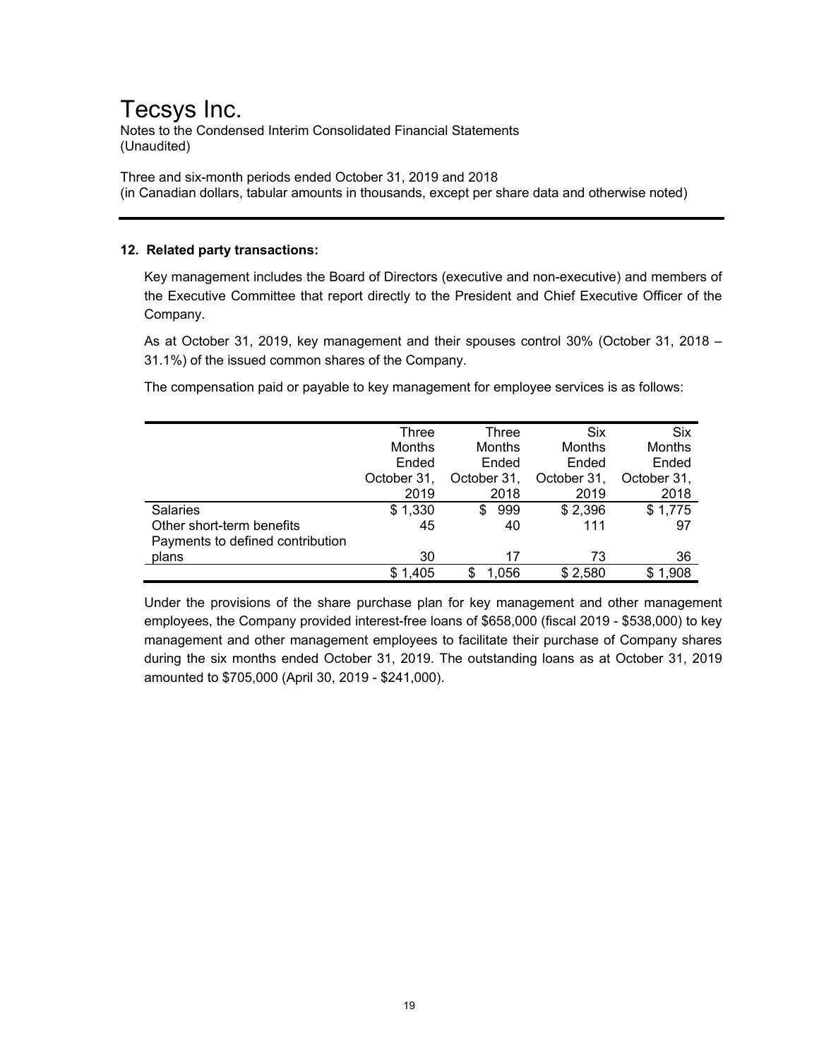# Tecsys Inc.

Notes to the Condensed Interim Consolidated Financial Statements
(Unaudited)

Three and six-month periods ended October 31, 2019 and 2018
(in Canadian dollars, tabular amounts in thousands, except per share data and otherwise noted)

**12. Related party transactions:**

Key management includes the Board of Directors (executive and non-executive) and members of the Executive Committee that report directly to the President and Chief Executive Officer of the Company.

As at October 31, 2019, key management and their spouses control 30% (October 31, 2018 – 31.1%) of the issued common shares of the Company.

The compensation paid or payable to key management for employee services is as follows:

| | Three Months Ended October 31, 2019 | Three Months Ended October 31, 2018 | Six Months Ended October 31, 2019 | Six Months Ended October 31, 2018 |
|---|---|---|---|---|
| Salaries | $ 1,330 | $ 999 | $ 2,396 | $ 1,775 |
| Other short-term benefits | 45 | 40 | 111 | 97 |
| Payments to defined contribution plans | 30 | 17 | 73 | 36 |
| | $ 1,405 | $ 1,056 | $ 2,580 | $ 1,908 |

Under the provisions of the share purchase plan for key management and other management employees, the Company provided interest-free loans of $658,000 (fiscal 2019 - $538,000) to key management and other management employees to facilitate their purchase of Company shares during the six months ended October 31, 2019. The outstanding loans as at October 31, 2019 amounted to $705,000 (April 30, 2019 - $241,000).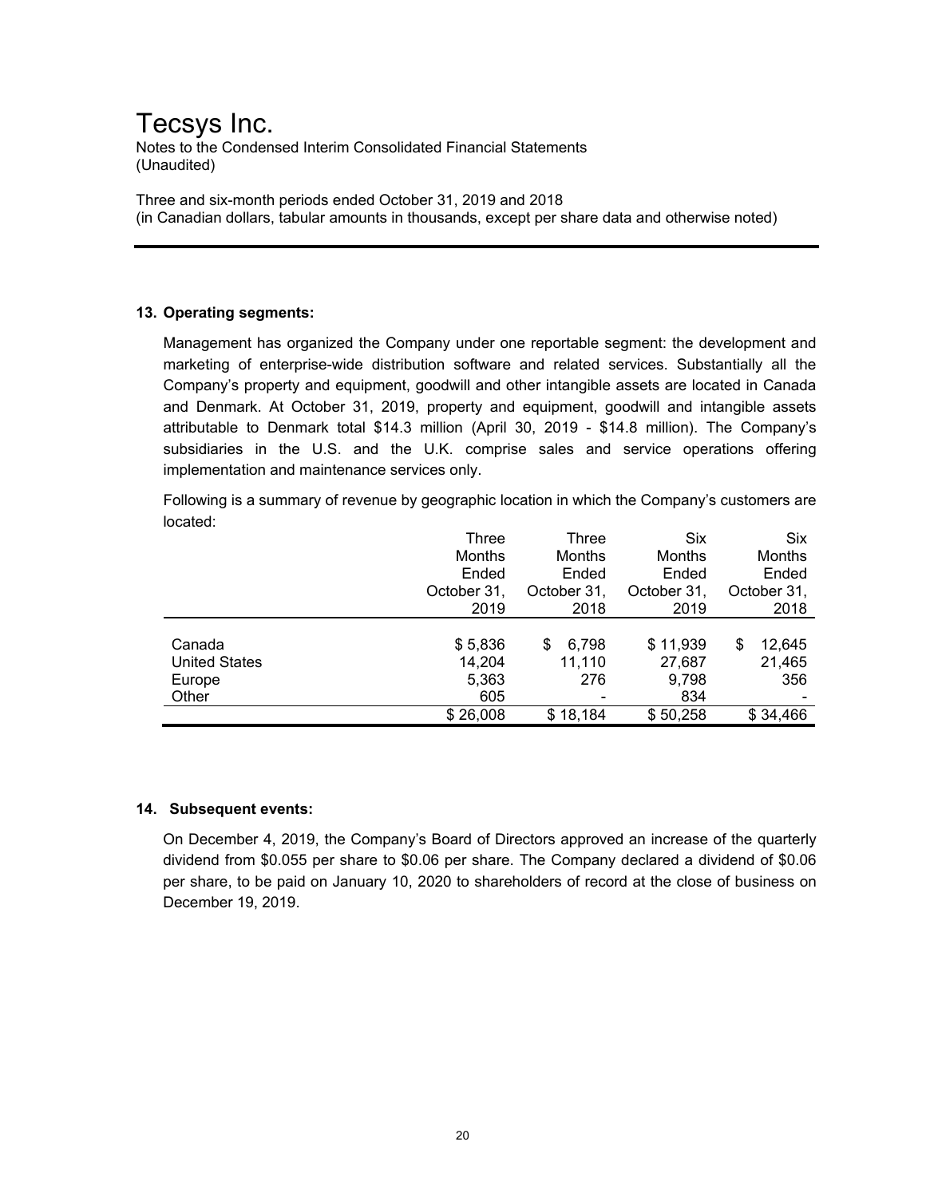# Tecsys Inc.

Notes to the Condensed Interim Consolidated Financial Statements
(Unaudited)

Three and six-month periods ended October 31, 2019 and 2018
(in Canadian dollars, tabular amounts in thousands, except per share data and otherwise noted)

## 13. Operating segments:

Management has organized the Company under one reportable segment: the development and marketing of enterprise-wide distribution software and related services. Substantially all the Company's property and equipment, goodwill and other intangible assets are located in Canada and Denmark. At October 31, 2019, property and equipment, goodwill and intangible assets attributable to Denmark total $14.3 million (April 30, 2019 - $14.8 million). The Company's subsidiaries in the U.S. and the U.K. comprise sales and service operations offering implementation and maintenance services only.

Following is a summary of revenue by geographic location in which the Company's customers are located:

| | Three Months Ended October 31, 2019 | Three Months Ended October 31, 2018 | Six Months Ended October 31, 2019 | Six Months Ended October 31, 2018 |
|---|---|---|---|---|
| Canada | $ 5,836 | $ 6,798 | $ 11,939 | $ 12,645 |
| United States | 14,204 | 11,110 | 27,687 | 21,465 |
| Europe | 5,363 | 276 | 9,798 | 356 |
| Other | 605 | - | 834 | - |
| | $ 26,008 | $ 18,184 | $ 50,258 | $ 34,466 |

## 14. Subsequent events:

On December 4, 2019, the Company's Board of Directors approved an increase of the quarterly dividend from $0.055 per share to $0.06 per share. The Company declared a dividend of $0.06 per share, to be paid on January 10, 2020 to shareholders of record at the close of business on December 19, 2019.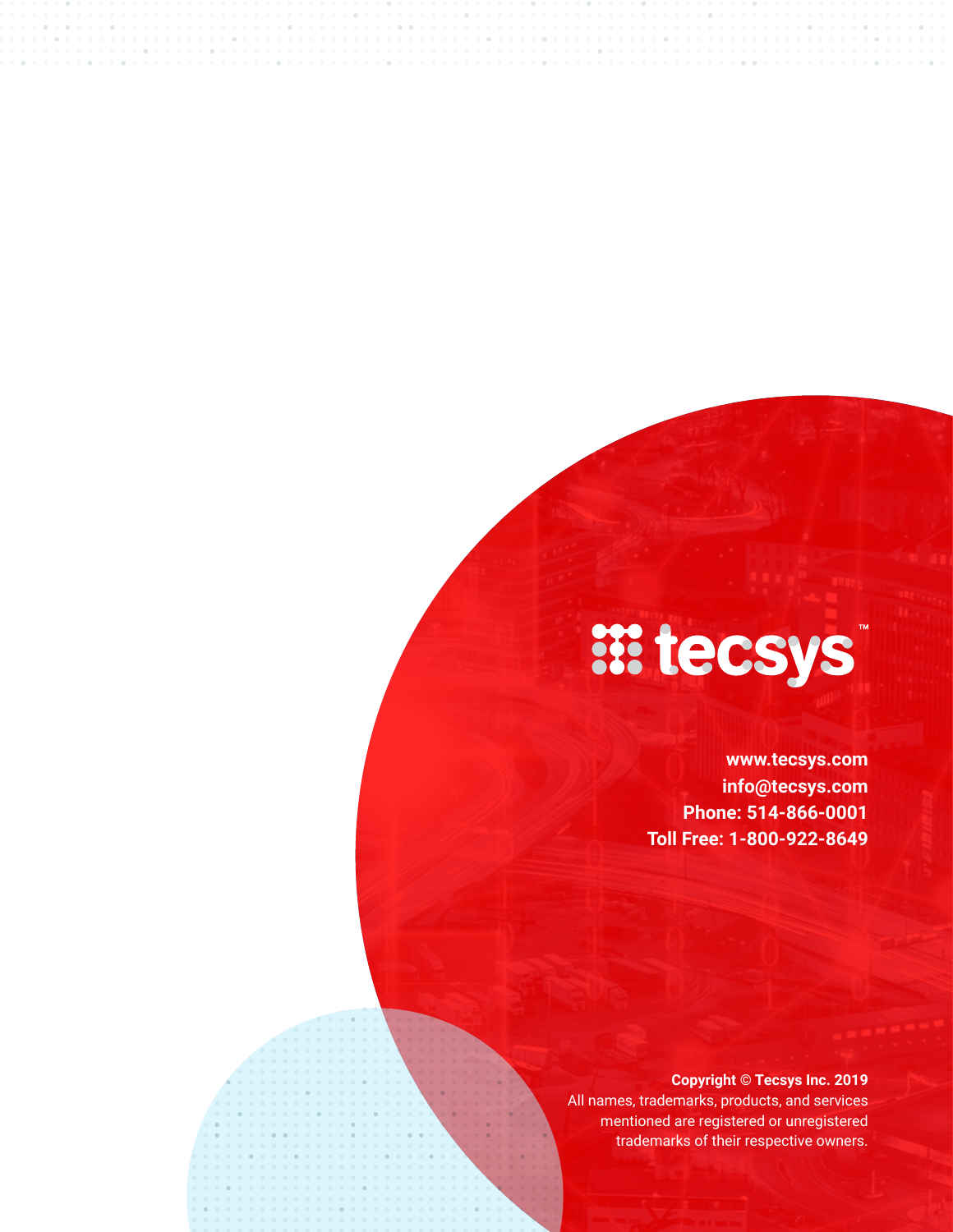tecsys™

**www.tecsys.com**
**info@tecsys.com**
**Phone: 514-866-0001**
**Toll Free: 1-800-922-8649**

**Copyright © Tecsys Inc. 2019**
All names, trademarks, products, and services mentioned are registered or unregistered trademarks of their respective owners.